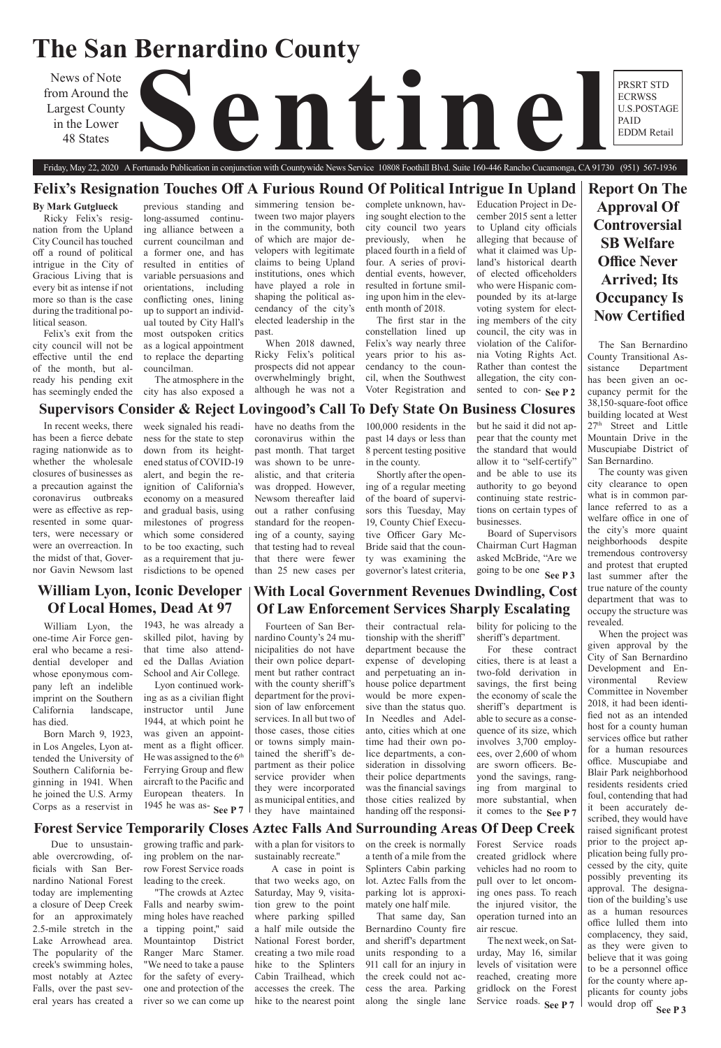# The San Bernardino County Sentinel

News of Note from Around the Largest County in the Lower 48 States

PRSRT STD
ECRWSS
U.S.POSTAGE
PAID
EDDM Retail

Friday, May 22, 2020 A Fortunado Publication in conjunction with Countywide News Service 10808 Foothill Blvd. Suite 160-446 Rancho Cucamonga, CA 91730 (951) 567-1936

## Felix's Resignation Touches Off A Furious Round Of Political Intrigue In Upland

**By Mark Gutglueck**

Ricky Felix's resignation from the Upland City Council has touched off a round of political intrigue in the City of Gracious Living that is every bit as intense if not more so than is the case during the traditional political season.

Felix's exit from the city council will not be effective until the end of the month, but already his pending exit has seemingly ended the previous standing and long-assumed continuing alliance between a current councilman and a former one, and has resulted in entities of variable persuasions and orientations, including conflicting ones, lining up to support an individual touted by City Hall's most outspoken critics as a logical appointment to replace the departing councilman.

The atmosphere in the city has also exposed a simmering tension between two major players in the community, both of which are major developers with legitimate claims to being Upland institutions, ones which have played a role in shaping the political ascendancy of the city's elected leadership in the past.

When 2018 dawned, Ricky Felix's political prospects did not appear overwhelmingly bright, although he was not a complete unknown, having sought election to the city council two years previously, when he placed fourth in a field of four. A series of providential events, however, resulted in fortune smiling upon him in the eleventh month of 2018.

The first star in the constellation lined up Felix's way nearly three years prior to his ascendancy to the council, when the Southwest Voter Registration and Education Project in December 2015 sent a letter to Upland city officials alleging that because of what it claimed was Upland's historical dearth of elected officeholders who were Hispanic compounded by its at-large voting system for electing members of the city council, the city was in violation of the California Voting Rights Act. Rather than contest the allegation, the city consented to con- **See P 2**

## Report On The Approval Of Controversial SB Welfare Office Never Arrived; Its Occupancy Is Now Certified

The San Bernardino County Transitional Assistance Department has been given an occupancy permit for the 38,150-square-foot office building located at West 27th Street and Little Mountain Drive in the Muscupiabe District of San Bernardino.

The county was given city clearance to open what is in common parlance referred to as a welfare office in one of the city's more quaint neighborhoods despite tremendous controversy and protest that erupted last summer after the true nature of the county department that was to occupy the structure was revealed.

When the project was given approval by the City of San Bernardino Development and Environmental Review Committee in November 2018, it had been identified not as an intended host for a county human services office but rather for a human resources office. Muscupiabe and Blair Park neighborhood residents residents cried foul, contending that had it been accurately described, they would have raised significant protest prior to the project application being fully processed by the city, quite possibly preventing its approval. The designation of the building's use as a human resources office lulled them into complacency, they said, as they were given to believe that it was going to be a personnel office for the county where applicants for county jobs would drop off **See P 3**

## Supervisors Consider & Reject Lovingood's Call To Defy State On Business Closures

In recent weeks, there has been a fierce debate raging nationwide as to whether the wholesale closures of businesses as a precaution against the coronavirus outbreaks were as effective as represented in some quarters, were necessary or were an overreaction. In the midst of that, Governor Gavin Newsom last week signaled his readiness for the state to step down from its heightened status of COVID-19 alert, and begin the reignition of California's economy on a measured and gradual basis, using milestones of progress which some considered to be too exacting, such as a requirement that jurisdictions to be opened have no deaths from the coronavirus within the past month. That target was shown to be unrealistic, and that criteria was dropped. However, Newsom thereafter laid out a rather confusing standard for the reopening of a county, saying that testing had to reveal that there were fewer than 25 new cases per 100,000 residents in the past 14 days or less than 8 percent testing positive in the county.

Shortly after the opening of a regular meeting of the board of supervisors this Tuesday, May 19, County Chief Executive Officer Gary McBride said that the county was examining the governor's latest criteria, but he said it did not appear that the county met the standard that would allow it to "self-certify" and be able to use its authority to go beyond continuing state restrictions on certain types of businesses.

Board of Supervisors Chairman Curt Hagman asked McBride, "Are we going to be one **See P 3**

## William Lyon, Iconic Developer Of Local Homes, Dead At 97

William Lyon, the one-time Air Force general who became a residential developer and whose eponymous company left an indelible imprint on the Southern California landscape, has died.

Born March 9, 1923, in Los Angeles, Lyon attended the University of Southern California beginning in 1941. When he joined the U.S. Army Corps as a reservist in 1943, he was already a skilled pilot, having by that time also attended the Dallas Aviation School and Air College.

Lyon continued working as as a civilian flight instructor until June 1944, at which point he was given an appointment as a flight officer. He was assigned to the 6th Ferrying Group and flew aircraft to the Pacific and European theaters. In 1945 he was as- **See P 7**

## With Local Government Revenues Dwindling, Cost Of Law Enforcement Services Sharply Escalating

Fourteen of San Bernardino County's 24 municipalities do not have their own police department but rather contract with the county sheriff's department for the provision of law enforcement services. In all but two of those cases, those cities or towns simply maintained the sheriff's department as their police service provider when they were incorporated as municipal entities, and they have maintained their contractual relationship with the sheriff' department because the expense of developing and perpetuating an in-house police department would be more expensive than the status quo. In Needles and Adelanto, cities which at one time had their own police departments, a consideration in dissolving their police departments was the financial savings those cities realized by handing off the responsibility for policing to the sheriff's department.

For these contract cities, there is at least a two-fold derivation in savings, the first being the economy of scale the sheriff's department is able to secure as a consequence of its size, which involves 3,700 employees, over 2,600 of whom are sworn officers. Beyond the savings, ranging from marginal to more substantial, when it comes to the **See P 7**

## Forest Service Temporarily Closes Aztec Falls And Surrounding Areas Of Deep Creek

Due to unsustainable overcrowding, officials with San Bernardino National Forest today are implementing a closure of Deep Creek for an approximately 2.5-mile stretch in the Lake Arrowhead area. The popularity of the creek's swimming holes, most notably at Aztec Falls, over the past several years has created a growing traffic and parking problem on the narrow Forest Service roads leading to the creek.

"The crowds at Aztec Falls and nearby swimming holes have reached a tipping point," said Mountaintop District Ranger Marc Stamer. "We need to take a pause for the safety of everyone and protection of the river so we can come up with a plan for visitors to sustainably recreate."

A case in point is that two weeks ago, on Saturday, May 9, visitation grew to the point where parking spilled a half mile outside the National Forest border, creating a two mile road hike to the Splinters Cabin Trailhead, which accesses the creek. The hike to the nearest point on the creek is normally a tenth of a mile from the Splinters Cabin parking lot. Aztec Falls from the parking lot is approximately one half mile.

That same day, San Bernardino County fire and sheriff's department units responding to a 911 call for an injury in the creek could not access the area. Parking along the single lane Forest Service roads created gridlock where vehicles had no room to pull over to let oncoming ones pass. To reach the injured visitor, the operation turned into an air rescue.

The next week, on Saturday, May 16, similar levels of visitation were reached, creating more gridlock on the Forest Service roads. **See P 7**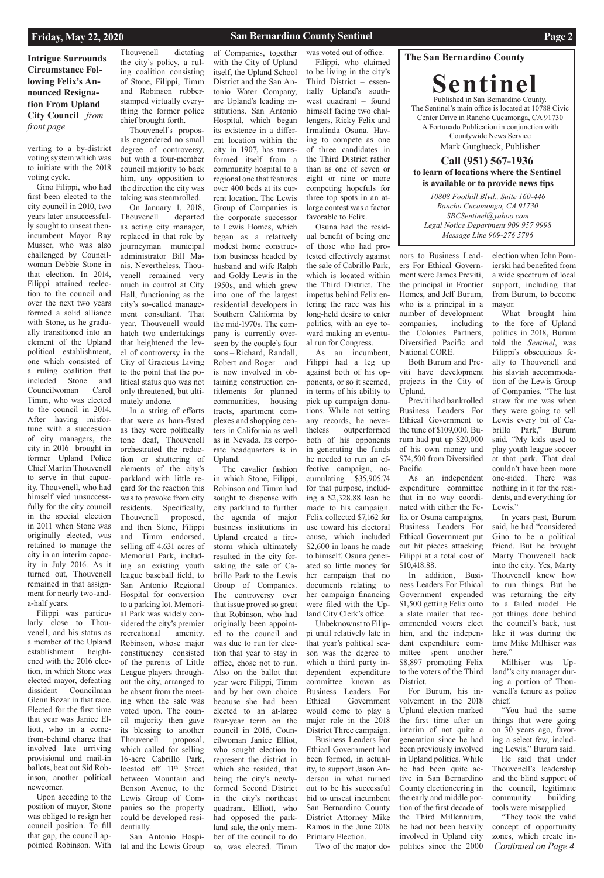**Intrigue Surrounds Circumstance Following Felix's Announced Resignation From Upland City Council** *from front page*

verting to a by-district voting system which was to initiate with the 2018 voting cycle.

Gino Filippi, who had first been elected to the city council in 2010, two years later unsuccessfully sought to unseat then-incumbent Mayor Ray Musser, who was also challenged by Councilwoman Debbie Stone in that election. In 2014, Filippi attained reelection to the council and over the next two years formed a solid alliance with Stone, as he gradually transitioned into an element of the Upland political establishment, one which consisted of a ruling coalition that included Stone and Councilwoman Carol Timm, who was elected to the council in 2014. After having misfortune with a succession of city managers, the city in 2016 brought in former Upland Police Chief Martin Thouvenell to serve in that capacity. Thouvenell, who had himself vied unsuccessfully for the city council in the special election in 2011 when Stone was originally elected, was retained to manage the city in an interim capacity in July 2016. As it turned out, Thouvenell remained in that assignment for nearly two-and-a-half years.

Filippi was particularly close to Thouvenell, and his status as a member of the Upland establishment heightened with the 2016 election, in which Stone was elected mayor, defeating dissident Councilman Glenn Bozar in that race. Elected for the first time that year was Janice Elliott, who in a come-from-behind charge that involved late arriving provisional and mail-in ballots, beat out Sid Robinson, another political newcomer.

Upon acceding to the position of mayor, Stone was obliged to resign her council position. To fill that gap, the council appointed Robinson. With Thouvenell dictating the city's policy, a ruling coalition consisting of Stone, Filippi, Timm and Robinson rubber-stamped virtually everything the former police chief brought forth.

Thouvenell's proposals engendered no small degree of controversy, but with a four-member council majority to back him, any opposition to the direction the city was taking was steamrolled.

On January 1, 2018, Thouvenell departed as acting city manager, replaced in that role by journeyman municipal administrator Bill Manis. Nevertheless, Thouvenell remained very much in control at City Hall, functioning as the city's so-called management consultant. That year, Thouvenell would hatch two undertakings that heightened the level of controversy in the City of Gracious Living to the point that the political status quo was not only threatened, but ultimately undone.

In a string of efforts that were as ham-fisted as they were politically tone deaf, Thouvenell orchestrated the reduction or shuttering of elements of the city's parkland with little regard for the reaction this was to provoke from city residents. Specifically, Thouvenell proposed, and then Stone, Filippi and Timm endorsed, selling off 4.631 acres of Memorial Park, including an existing youth league baseball field, to San Antonio Regional Hospital for conversion to a parking lot. Memorial Park was widely considered the city's premier recreational amenity. Robinson, whose major constituency consisted of the parents of Little League players throughout the city, arranged to be absent from the meeting when the sale was voted upon. The council majority then gave its blessing to another Thouvenell proposal, which called for selling 16-acre Cabrillo Park, located off 11th Street between Mountain and Benson Avenue, to the Lewis Group of Companies so the property could be developed residentially.

San Antonio Hospital and the Lewis Group of Companies, together with the City of Upland itself, the Upland School District and the San Antonio Water Company, are Upland's leading institutions. San Antonio Hospital, which began its existence in a different location within the city in 1907, has transformed itself from a community hospital to a regional one that features over 400 beds at its current location. The Lewis Group of Companies is the corporate successor to Lewis Homes, which began as a relatively modest home construction business headed by husband and wife Ralph and Goldy Lewis in the 1950s, and which grew into one of the largest residential developers in Southern California by the mid-1970s. The company is currently overseen by the couple's four sons – Richard, Randall, Robert and Roger – and is now involved in obtaining construction entitlements for planned communities, housing tracts, apartment complexes and shopping centers in California as well as in Nevada. Its corporate headquarters is in Upland.

The cavalier fashion in which Stone, Filippi, Robinson and Timm had sought to dispense with city parkland to further the agenda of major business institutions in Upland created a firestorm which ultimately resulted in the city forsaking the sale of Cabrillo Park to the Lewis Group of Companies. The controversy over that issue proved so great that Robinson, who had originally been appointed to the council and was due to run for election that year to stay in office, chose not to run. Also on the ballot that year were Filippi, Timm and by her own choice because she had been elected to an at-large four-year term on the council in 2016, Councilwoman Janice Elliot, who sought election to represent the district in which she resided, that being the city's newly-formed Second District in the city's northeast quadrant. Elliott, who had opposed the parkland sale, the only member of the council to do so, was elected. Timm was voted out of office.

Filippi, who claimed to be living in the city's Third District – essentially Upland's southwest quadrant – found himself facing two challengers, Ricky Felix and Irmalinda Osuna. Having to compete as one of three candidates in the Third District rather than as one of seven or eight or nine or more competing hopefuls for three top spots in an at-large contest was a factor favorable to Felix.

Osuna had the residual benefit of being one of those who had protested effectively against the sale of Cabrillo Park, which is located within the Third District. The impetus behind Felix entering the race was his long-held desire to enter politics, with an eye toward making an eventual run for Congress.

As an incumbent, Filippi had a leg up against both of his opponents, or so it seemed, in terms of his ability to pick up campaign donations. While not setting any records, he nevertheless outperformed both of his opponents in generating the funds he needed to run an effective campaign, accumulating $35,905.74 for that purpose, including a $2,328.88 loan he made to his campaign. Felix collected $7,162 for use toward his electoral cause, which included $2,600 in loans he made to himself. Osuna generated so little money for her campaign that no documents relating to her campaign financing were filed with the Upland City Clerk's office.

Unbeknownst to Filippi until relatively late in that year's political season was the degree to which a third party independent expenditure committee known as Business Leaders For Ethical Government would come to play a major role in the 2018 District Three campaign.

Business Leaders For Ethical Government had been formed, in actuality, to support Jason Anderson in what turned out to be his successful bid to unseat incumbent San Bernardino County District Attorney Mike Ramos in the June 2018 Primary Election.

Two of the major donors to Business Leaders For Ethical Government were James Previti, the principal in Frontier Homes, and Jeff Burum, who is a principal in a number of development companies, including the Colonies Partners, Diversified Pacific and National CORE.

Both Burum and Previti have development projects in the City of Upland.

Previti had bankrolled Business Leaders For Ethical Government to the tune of $109,000. Burum had put up $20,000 of his own money and $74,500 from Diversified Pacific.

As an independent expenditure committee that in no way coordinated with either the Felix or Osuna campaigns, Business Leaders For Ethical Government put out hit pieces attacking Filippi at a total cost of $10,418.88.

In addition, Business Leaders For Ethical Government expended $1,500 getting Felix onto a slate mailer that recommended voters elect him, and the independent expenditure committee spent another $8,897 promoting Felix to the voters of the Third District.

For Burum, his involvement in the 2018 Upland election marked the first time after an interim of not quite a generation since he had been previously involved in Upland politics. While he had been quite active in San Bernardino County electioneering in the early and middle portion of the first decade of the Third Millennium, he had not been heavily involved in Upland city politics since the 2000 election when John Pomierski had benefited from a wide spectrum of local support, including that from Burum, to become mayor.

What brought him to the fore of Upland politics in 2018, Burum told the *Sentinel*, was Filippi's obsequious fealty to Thouvenell and his slavish accommodation of the Lewis Group of Companies. "The last straw for me was when they were going to sell Lewis every bit of Cabrillo Park," Burum said. "My kids used to play youth league soccer at that park. That deal couldn't have been more one-sided. There was nothing in it for the residents, and everything for Lewis."

In years past, Burum said, he had "considered Gino to be a political friend. But he brought Marty Thouvenell back into the city. Yes, Marty Thouvenell knew how to run things. But he was returning the city to a failed model. He got things done behind the council's back, just like it was during the time Mike Milhiser was here."

Milhiser was Upland''s city manager during a portion of Thouvenell's tenure as police chief.

"You had the same things that were going on 30 years ago, favoring a select few, including Lewis," Burum said.

He said that under Thouvenell's leadership and the blind support of the council, legitimate community building tools were misapplied.

"They took the valid concept of opportunity zones, which create in-

*Continued on Page 4*

---

**The San Bernardino County**

# Sentinel

Published in San Bernardino County.
The Sentinel's main office is located at 10788 Civic Center Drive in Rancho Cucamonga, CA 91730
A Fortunado Publication in conjunction with Countywide News Service
Mark Gutglueck, Publisher

**Call (951) 567-1936 to learn of locations where the Sentinel is available or to provide news tips**

*10808 Foothill Blvd., Suite 160-446*
*Rancho Cucamonga, CA 91730*
*SBCSentinel@yahoo.com*
*Legal Notice Department 909 957 9998*
*Message Line 909-276 5796*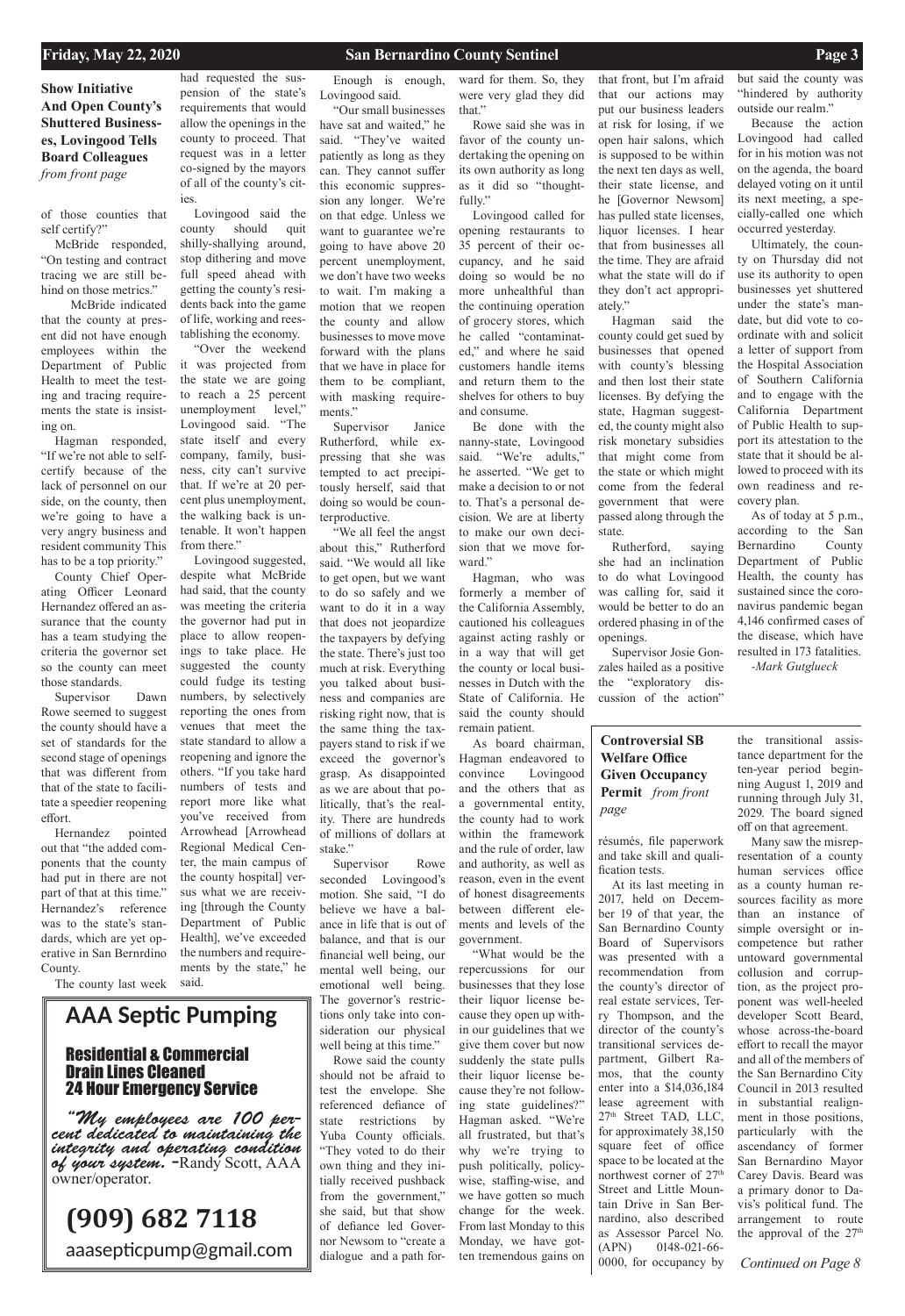## Show Initiative And Open County's Shuttered Businesses, Lovingood Tells Board Colleagues

*from front page*

of those counties that self certify?"

McBride responded, "On testing and contract tracing we are still behind on those metrics."

McBride indicated that the county at present did not have enough employees within the Department of Public Health to meet the testing and tracing requirements the state is insisting on.

Hagman responded, "If we're not able to self-certify because of the lack of personnel on our side, on the county, then we're going to have a very angry business and resident community This has to be a top priority."

County Chief Operating Officer Leonard Hernandez offered an assurance that the county has a team studying the criteria the governor set so the county can meet those standards.

Supervisor Dawn Rowe seemed to suggest the county should have a set of standards for the second stage of openings that was different from that of the state to facilitate a speedier reopening effort.

Hernandez pointed out that "the added components that the county had put in there are not part of that at this time." Hernandez's reference was to the state's standards, which are yet operative in San Bernrdino County.

The county last week had requested the suspension of the state's requirements that would allow the openings in the county to proceed. That request was in a letter co-signed by the mayors of all of the county's cities.

Lovingood said the county should quit shilly-shallying around, stop dithering and move full speed ahead with getting the county's residents back into the game of life, working and reestablishing the economy.

"Over the weekend it was projected from the state we are going to reach a 25 percent unemployment level," Lovingood said. "The state itself and every company, family, business, city can't survive that. If we're at 20 percent plus unemployment, the walking back is untenable. It won't happen from there."

Lovingood suggested, despite what McBride had said, that the county was meeting the criteria the governor had put in place to allow reopenings to take place. He suggested the county could fudge its testing numbers, by selectively reporting the ones from venues that meet the state standard to allow a reopening and ignore the others. "If you take hard numbers of tests and report more like what you've received from Arrowhead [Arrowhead Regional Medical Center, the main campus of the county hospital] versus what we are receiving [through the County Department of Public Health], we've exceeded the numbers and requirements by the state," he said.

Enough is enough, Lovingood said.

"Our small businesses have sat and waited," he said. "They've waited patiently as long as they can. They cannot suffer this economic suppression any longer. We're on that edge. Unless we want to guarantee we're going to have above 20 percent unemployment, we don't have two weeks to wait. I'm making a motion that we reopen the county and allow businesses to move move forward with the plans that we have in place for them to be compliant, with masking requirements."

Supervisor Janice Rutherford, while expressing that she was tempted to act precipitously herself, said that doing so would be counterproductive.

"We all feel the angst about this," Rutherford said. "We would all like to get open, but we want to do so safely and we want to do it in a way that does not jeopardize the taxpayers by defying the state. There's just too much at risk. Everything you talked about business and companies are risking right now, that is the same thing the taxpayers stand to risk if we exceed the governor's grasp. As disappointed as we are about that politically, that's the reality. There are hundreds of millions of dollars at stake."

Supervisor Rowe seconded Lovingood's motion. She said, "I do believe we have a balance in life that is out of balance, and that is our financial well being, our mental well being, our emotional well being. The governor's restrictions only take into consideration our physical well being at this time."

Rowe said the county should not be afraid to test the envelope. She referenced defiance of state restrictions by Yuba County officials. "They voted to do their own thing and they initially received pushback from the government," she said, but that show of defiance led Governor Newsom to "create a dialogue and a path forward for them. So, they were very glad they did that."

Rowe said she was in favor of the county undertaking the opening on its own authority as long as it did so "thoughtfully."

Lovingood called for opening restaurants to 35 percent of their occupancy, and he said doing so would be no more unhealthful than the continuing operation of grocery stores, which he called "contaminated," and where he said customers handle items and return them to the shelves for others to buy and consume.

Be done with the nanny-state, Lovingood said. "We're adults," he asserted. "We get to make a decision to or not to. That's a personal decision. We are at liberty to make our own decision that we move forward."

Hagman, who was formerly a member of the California Assembly, cautioned his colleagues against acting rashly or in a way that will get the county or local businesses in Dutch with the State of California. He said the county should remain patient.

As board chairman, Hagman endeavored to convince Lovingood and the others that as a governmental entity, the county had to work within the framework and the rule of order, law and authority, as well as reason, even in the event of honest disagreements between different elements and levels of the government.

"What would be the repercussions for our businesses that they lose their liquor license because they open up within our guidelines that we give them cover but now suddenly the state pulls their liquor license because they're not following state guidelines?" Hagman asked. "We're all frustrated, but that's why we're trying to push politically, policy-wise, staffing-wise, and we have gotten so much change for the week. From last Monday to this Monday, we have gotten tremendous gains on that front, but I'm afraid that our actions may put our business leaders at risk for losing, if we open hair salons, which is supposed to be within the next ten days as well, their state license, and he [Governor Newsom] has pulled state licenses, liquor licenses. I hear that from businesses all the time. They are afraid what the state will do if they don't act appropriately."

Hagman said the county could get sued by businesses that opened with county's blessing and then lost their state licenses. By defying the state, Hagman suggested, the county might also risk monetary subsidies that might come from the state or which might come from the federal government that were passed along through the state.

Rutherford, saying she had an inclination to do what Lovingood was calling for, said it would be better to do an ordered phasing in of the openings.

Supervisor Josie Gonzales hailed as a positive the "exploratory discussion of the action" but said the county was "hindered by authority outside our realm."

Because the action Lovingood had called for in his motion was not on the agenda, the board delayed voting on it until its next meeting, a specially-called one which occurred yesterday.

Ultimately, the county on Thursday did not use its authority to open businesses yet shuttered under the state's mandate, but did vote to coordinate with and solicit a letter of support from the Hospital Association of Southern California and to engage with the California Department of Public Health to support its attestation to the state that it should be allowed to proceed with its own readiness and recovery plan.

As of today at 5 p.m., according to the San Bernardino County Department of Public Health, the county has sustained since the coronavirus pandemic began 4,146 confirmed cases of the disease, which have resulted in 173 fatalities.

*-Mark Gutglueck*

## Controversial SB Welfare Office Given Occupancy Permit

*from front page*

résumés, file paperwork and take skill and qualification tests.

At its last meeting in 2017, held on December 19 of that year, the San Bernardino County Board of Supervisors was presented with a recommendation from the county's director of real estate services, Terry Thompson, and the director of the county's transitional services department, Gilbert Ramos, that the county enter into a $14,036,184 lease agreement with 27th Street TAD, LLC, for approximately 38,150 square feet of office space to be located at the northwest corner of 27th Street and Little Mountain Drive in San Bernardino, also described as Assessor Parcel No. (APN) 0148-021-66-0000, for occupancy by the transitional assistance department for the ten-year period beginning August 1, 2019 and running through July 31, 2029. The board signed off on that agreement.

Many saw the misrepresentation of a county human services office as a county human resources facility as more than an instance of simple oversight or incompetence but rather untoward governmental collusion and corruption, as the project proponent was well-heeled developer Scott Beard, whose across-the-board effort to recall the mayor and all of the members of the San Bernardino City Council in 2013 resulted in substantial realignment in those positions, particularly with the ascendancy of former San Bernardino Mayor Carey Davis. Beard was a primary donor to Davis's political fund. The arrangement to route the approval of the 27th

*Continued on Page 8*

---

# AAA Septic Pumping

**Residential & Commercial**
**Drain Lines Cleaned**
**24 Hour Emergency Service**

*"My employees are 100 percent dedicated to maintaining the integrity and operating condition of your system."* -Randy Scott, AAA owner/operator.

**(909) 682 7118**

aaasepticpump@gmail.com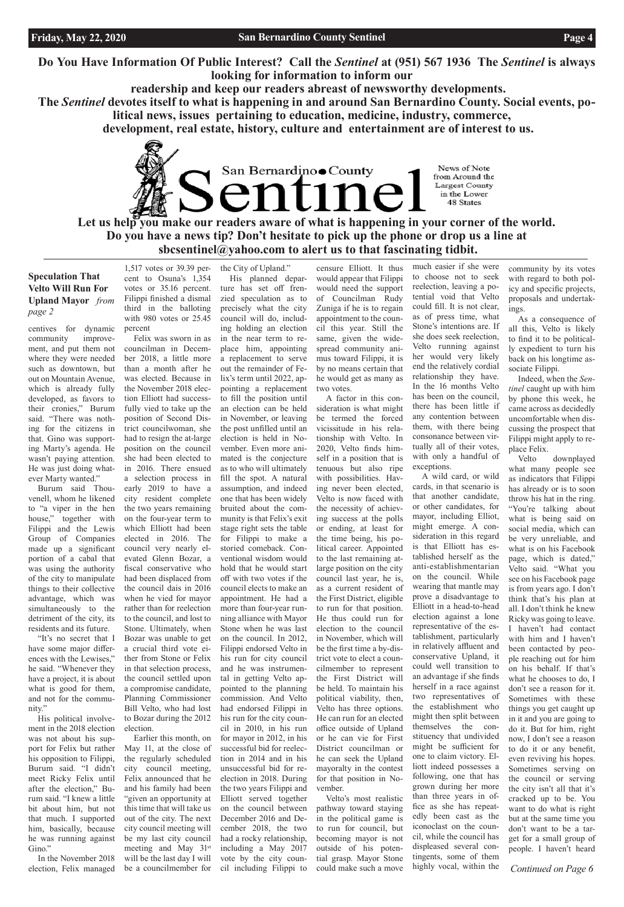**Do You Have Information Of Public Interest? Call the *Sentinel* at (951) 567 1936 The *Sentinel* is always looking for information to inform our readership and keep our readers abreast of newsworthy developments. The *Sentinel* devotes itself to what is happening in and around San Bernardino County. Social events, political news, issues pertaining to education, medicine, industry, commerce, development, real estate, history, culture and entertainment are of interest to us.**

San Bernardino County Sentinel

News of Note from Around the Largest County in the Lower 48 States

**Let us help you make our readers aware of what is happening in your corner of the world. Do you have a news tip? Don't hesitate to pick up the phone or drop us a line at sbcsentinel@yahoo.com to alert us to that fascinating tidbit.**

### Speculation That Velto Will Run For Upland Mayor *from page 2*

centives for dynamic community improvement, and put them not where they were needed such as downtown, but out on Mountain Avenue, which is already fully developed, as favors to their cronies," Burum said. "There was nothing for the citizens in that. Gino was supporting Marty's agenda. He wasn't paying attention. He was just doing whatever Marty wanted."

Burum said Thouvenell, whom he likened to "a viper in the hen house," together with Filippi and the Lewis Group of Companies made up a significant portion of a cabal that was using the authority of the city to manipulate things to their collective advantage, which was simultaneously to the detriment of the city, its residents and its future.

"It's no secret that I have some major differences with the Lewises," he said. "Whenever they have a project, it is about what is good for them, and not for the community."

His political involvement in the 2018 election was not about his support for Felix but rather his opposition to Filippi, Burum said. "I didn't meet Ricky Felix until after the election," Burum said. "I knew a little bit about him, but not that much. I supported him, basically, because he was running against Gino."

In the November 2018 election, Felix managed 1,517 votes or 39.39 percent to Osuna's 1,354 votes or 35.16 percent. Filippi finished a dismal third in the balloting with 980 votes or 25.45 percent

Felix was sworn in as councilman in December 2018, a little more than a month after he was elected. Because in the November 2018 election Elliott had successfully vied to take up the position of Second District councilwoman, she had to resign the at-large position on the council she had been elected to in 2016. There ensued a selection process in early 2019 to have a city resident complete the two years remaining on the four-year term to which Elliott had been elected in 2016. The council very nearly elevated Glenn Bozar, a fiscal conservative who had been displaced from the council dais in 2016 when he vied for mayor rather than for reelection to the council, and lost to Stone. Ultimately, when Bozar was unable to get a crucial third vote either from Stone or Felix in that selection process, the council settled upon a compromise candidate, Planning Commissioner Bill Velto, who had lost to Bozar during the 2012 election.

Earlier this month, on May 11, at the close of the regularly scheduled city council meeting, Felix announced that he and his family had been "given an opportunity at this time that will take us out of the city. The next city council meeting will be my last city council meeting and May 31st will be the last day I will be a councilmember for the City of Upland."

His planned departure has set off frenzied speculation as to precisely what the city council will do, including holding an election in the near term to replace him, appointing a replacement to serve out the remainder of Felix's term until 2022, appointing a replacement to fill the position until an election can be held in November, or leaving the post unfilled until an election is held in November. Even more animated is the conjecture as to who will ultimately fill the spot. A natural assumption, and indeed one that has been widely bruited about the community is that Felix's exit stage right sets the table for Filippi to make a storied comeback. Conventional wisdom would hold that he would start off with two votes if the council elects to make an appointment. He had a more than four-year running alliance with Mayor Stone when he was last on the council. In 2012, Filippi endorsed Velto in his run for city council and he was instrumental in getting Velto appointed to the planning commission. And Velto had endorsed Filippi in his run for the city council in 2010, in his run for mayor in 2012, in his successful bid for reelection in 2014 and in his unsuccessful bid for reelection in 2018. During the two years Filippi and Elliott served together on the council between December 2016 and December 2018, the two had a rocky relationship, including a May 2017 vote by the city council including Filippi to censure Elliott. It thus would appear that Filippi would need the support of Councilman Rudy Zuniga if he is to regain appointment to the council this year. Still the same, given the widespread community animus toward Filippi, it is by no means certain that he would get as many as two votes.

A factor in this consideration is what might be termed the forced vicissitude in his relationship with Velto. In 2020, Velto finds himself in a position that is tenuous but also ripe with possibilities. Having never been elected, Velto is now faced with the necessity of achieving success at the polls or ending, at least for the time being, his political career. Appointed to the last remaining at-large position on the city council last year, he is, as a current resident of the First District, eligible to run for that position. He thus could run for election to the council in November, which will be the first time a by-district vote to elect a councilmember to represent the First District will be held. To maintain his political viability, then, Velto has three options. He can run for an elected office outside of Upland or he can vie for First District councilman or he can seek the Upland mayoralty in the contest for that position in November.

Velto's most realistic pathway toward staying in the political game is to run for council, but becoming mayor is not outside of his potential grasp. Mayor Stone could make such a move much easier if she were to choose not to seek reelection, leaving a potential void that Velto could fill. It is not clear, as of press time, what Stone's intentions are. If she does seek reelection, Velto running against her would very likely end the relatively cordial relationship they have. In the 16 months Velto has been on the council, there has been little if any contention between them, with there being consonance between virtually all of their votes, with only a handful of exceptions.

A wild card, or wild cards, in that scenario is that another candidate, or other candidates, for mayor, including Elliot, might emerge. A consideration in this regard is that Elliott has established herself as the anti-establishmentarian on the council. While wearing that mantle may prove a disadvantage to Elliott in a head-to-head election against a lone representative of the establishment, particularly in relatively affluent and conservative Upland, it could well transition to an advantage if she finds herself in a race against two representatives of the establishment who might then split between themselves the constituency that undivided might be sufficient for one to claim victory. Elliott indeed possesses a following, one that has grown during her more than three years in office as she has repeatedly been cast as the iconoclast on the council, while the council has displeased several contingents, some of them highly vocal, within the community by its votes with regard to both policy and specific projects, proposals and undertakings.

As a consequence of all this, Velto is likely to find it to be politically expedient to turn his back on his longtime associate Filippi.

Indeed, when the *Sentinel* caught up with him by phone this week, he came across as decidedly uncomfortable when discussing the prospect that Filippi might apply to replace Felix.

Velto downplayed what many people see as indicators that Filippi has already or is to soon throw his hat in the ring. "You're talking about what is being said on social media, which can be very unreliable, and what is on his Facebook page, which is dated," Velto said. "What you see on his Facebook page is from years ago. I don't think that's his plan at all. I don't think he knew Ricky was going to leave. I haven't had contact with him and I haven't been contacted by people reaching out for him on his behalf. If that's what he chooses to do, I don't see a reason for it. Sometimes with these things you get caught up in it and you are going to do it. But for him, right now, I don't see a reason to do it or any benefit, even reviving his hopes. Sometimes serving on the council or serving the city isn't all that it's cracked up to be. You want to do what is right but at the same time you don't want to be a target for a small group of people. I haven't heard

*Continued on Page 6*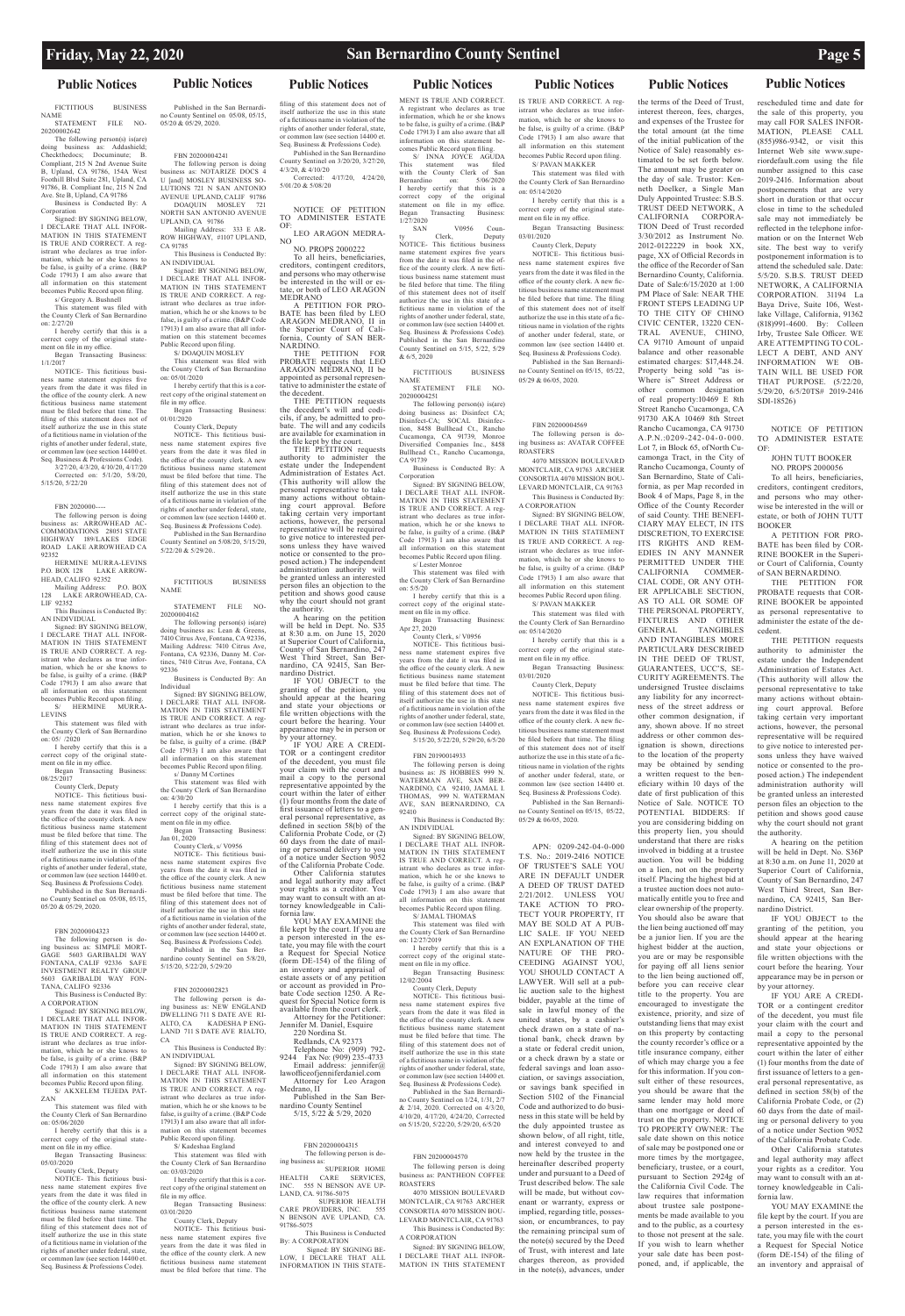## Public Notices

FICTITIOUS BUSINESS NAME STATEMENT FILE NO-20200002642

The following person(s) is(are) doing business as: Addashield; Checkthedocs; Documinate; B. Compliant, 215 N 2nd Avenue Suite B, Upland, CA 91786, 154A West Foothill Blvd Suite 281, Upland, CA 91786, B. Compliant Inc, 215 N 2nd Ave. Ste B, Upland, CA 91786

Business is Conducted By: A Corporation

Signed: BY SIGNING BELOW, I DECLARE THAT ALL INFORMATION IN THIS STATEMENT IS TRUE AND CORRECT. A registrant who declares as true information, which he or she knows to be false, is guilty of a crime. (B&P Code 17913) I am also aware that all information on this statement becomes Public Record upon filing.

s/ Gregory A. Bushnell

This statement was filed with the County Clerk of San Bernardino on: 2/27/20

I hereby certify that this is a correct copy of the original statement on file in my office.

Began Transacting Business: 1/1/2017

NOTICE- This fictitious business name statement expires five years from the date it was filed in the office of the county clerk. A new fictitious business name statement must be filed before that time. The filing of this statement does not of itself authorize the use in this state of a fictitious name in violation of the rights of another under federal, state, or common law (see section 14400 et. Seq. Business & Professions Code).

3/27/20, 4/3/20, 4/10/20, 4/17/20 Corrected on: 5/1/20, 5/8/20, 5/15/20, 5/22/20

FBN 20200000----

The following person is doing business as: ARROWHEAD ACCOMMODATIONS 28051 STATE HIGHWAY 189/LAKES EDGE ROAD LAKE ARROWHEAD CA 92352

HERMINE MURRA-LEVINS P.O. BOX 128 LAKE ARROWHEAD, CALIFO 92352

Mailing Address: P.O. BOX 128 LAKE ARROWHEAD, CALIF 92352

This Business is Conducted By: AN INDIVIDUAL

Signed: BY SIGNING BELOW, I DECLARE THAT ALL INFORMATION IN THIS STATEMENT IS TRUE AND CORRECT. A registrant who declares as true information, which he or she knows to be false, is guilty of a crime. (B&P Code 17913) I am also aware that all information on this statement becomes Public Record upon filing.

S/ HERMINE MURRA-LEVINS

This statement was filed with the County Clerk of San Bernardino on: 05/ /2020

I hereby certify that this is a correct copy of the original statement on file in my office.

Began Transacting Business: 08/25/2017

County Clerk, Deputy

NOTICE- This fictitious business name statement expires five years from the date it was filed in the office of the county clerk. A new fictitious business name statement must be filed before that time. The filing of this statement does not of itself authorize the use in this state of a fictitious name in violation of the rights of another under federal, state, or common law (see section 14400 et. Seq. Business & Professions Code).

Published in the San Bernardino County Sentinel on 05/08, 05/15, 05/20 & 05/29, 2020.

FBN 20200004323

The following person is doing business as: SIMPLE MORTGAGE 5603 GARIBALDI WAY FONTANA, CALIF 92336 SAFE INVESTMENT REALTY GROUP 5603 GARIBALDI WAY FONTANA, CALIF 92336

This Business is Conducted By: A CORPORATION

Signed: BY SIGNING BELOW, I DECLARE THAT ALL INFORMATION IN THIS STATEMENT IS TRUE AND CORRECT. A registrant who declares as true information, which he or she knows to be false, is guilty of a crime. (B&P Code 17913) I am also aware that all information on this statement becomes Public Record upon filing.

S/ AKXELEM TEJEDA PATZAN

This statement was filed with the County Clerk of San Bernardino on: 05/06/2020

I hereby certify that this is a correct copy of the original statement on file in my office.

Began Transacting Business: 05/03/2020

County Clerk, Deputy

NOTICE- This fictitious business name statement expires five years from the date it was filed in the office of the county clerk. A new fictitious business name statement must be filed before that time. The filing of this statement does not of itself authorize the use in this state of a fictitious name in violation of the rights of another under federal, state, or common law (see section 14400 et. Seq. Business & Professions Code).

Published in the San Bernardino County Sentinel on 05/08, 05/15, 05/20 & 05/29, 2020.

FBN 20200004241

The following person is doing business as: NOTARIZE DOCS 4 U [and] MOSLEY BUSINESS SOLUTIONS 721 N SAN ANTONIO AVENUE UPLAND, CALIF 91786

DOAQUIN MOSLEY 721 NORTH SAN ANTONIO AVENUE UPLAND, CA 91786

Mailing Address: 333 E ARROW HIGHWAY, #1107 UPLAND, CA 91785

This Business is Conducted By: AN INDIVIDUAL

Signed: BY SIGNING BELOW, I DECLARE THAT ALL INFORMATION IN THIS STATEMENT IS TRUE AND CORRECT. A registrant who declares as true information, which he or she knows to be false, is guilty of a crime. (B&P Code 17913) I am also aware that all information on this statement becomes Public Record upon filing.

S/ DOAQUIN MOSLEY

This statement was filed with the County Clerk of San Bernardino on: 05/01/2020

I hereby certify that this is a correct copy of the original statement on file in my office.

Began Transacting Business: 01/01/2020

County Clerk, Deputy

NOTICE- This fictitious business name statement expires five years from the date it was filed in the office of the county clerk. A new fictitious business name statement must be filed before that time. The filing of this statement does not of itself authorize the use in this state of a fictitious name in violation of the rights of another under federal, state, or common law (see section 14400 et. Seq. Business & Professions Code).

Published in the San Bernardino County Sentinel on 5/08/20, 5/15/20, 5/22/20 & 5/29/20..

FICTITIOUS BUSINESS NAME STATEMENT FILE NO-20200004162

The following person(s) is(are) doing business as: Lean & Greens, 7410 Citrus Ave, Fontana, CA 92336, Mailing Address: 7410 Citrus Ave, Fontana, CA 92336, Danny M. Cortines, 7410 Citrus Ave, Fontana, CA 92336

Business is Conducted By: An Individual

Signed: BY SIGNING BELOW, I DECLARE THAT ALL INFORMATION IN THIS STATEMENT IS TRUE AND CORRECT. A registrant who declares as true information, which he or she knows to be false, is guilty of a crime. (B&P Code 17913) I am also aware that all information on this statement becomes Public Record upon filing.

s/ Danny M Cortines

This statement was filed with the County Clerk of San Bernardino on: 4/30/20

I hereby certify that this is a correct copy of the original statement on file in my office.

Began Transacting Business: Jan 01, 2020

County Clerk, s/ V0956

NOTICE- This fictitious business name statement expires five years from the date it was filed in the office of the county clerk. A new fictitious business name statement must be filed before that time. The filing of this statement does not of itself authorize the use in this state of a fictitious name in violation of the rights of another under federal, state, or common law (see section 14400 et. Seq. Business & Professions Code).

Published in the San Bernardino County Sentinel on 5/8/20, 5/15/20, 5/22/20, 5/29/20

FBN 20200002823

The following person is doing business as: NEW ENGLAND DWELLING 711 S DATE AVE RIALTO, CA KADESHA P ENGLAND 711 S DATE AVE RIALTO, CA

This Business is Conducted By: AN INDIVIDUAL

Signed: BY SIGNING BELOW, I DECLARE THAT ALL INFORMATION IN THIS STATEMENT IS TRUE AND CORRECT. A registrant who declares as true information, which he or she knows to be false, is guilty of a crime. (B&P Code 17913) I am also aware that all information on this statement becomes Public Record upon filing.

S/ Kadeshaa England

This statement was filed with the County Clerk of San Bernardino on: 03/03/2020

I hereby certify that this is a correct copy of the original statement on file in my office.

Began Transacting Business: 03/01/2020

County Clerk, Deputy

NOTICE- This fictitious business name statement expires five years from the date it was filed in the office of the county clerk. A new fictitious business name statement must be filed before that time. The filing of this statement does not of itself authorize the use in this state of a fictitious name in violation of the rights of another under federal, state, or common law (see section 14400 et. Seq. Business & Professions Code).

Published in the San Bernardino County Sentinel on 3/20/20, 3/27/20, 4/3/20, & 4/10/20

Corrected: 4/17/20, 4/24/20, 5/01/20 & 5/08/20

NOTICE OF PETITION TO ADMINISTER ESTATE OF:

LEO ARAGON MEDRANO

NO. PROPS 2000222

To all heirs, beneficiaries, creditors, contingent creditors, and persons who may otherwise be interested in the will or estate, or both of LEO ARAGON MEDRANO

A PETITION FOR PROBATE has been filed by LEO ARAGON MEDRANO, II in the Superior Court of California, County of SAN BERNARDINO.

THE PETITION FOR PROBATE requests that LEO ARAGON MEDRANO, II be appointed as personal representative to administer the estate of the decedent.

THE PETITION requests the decedent's will and codicils, if any, be admitted to probate. The will and any codicils are available for examination in the file kept by the court.

THE PETITION requests authority to administer the estate under the Independent Administration of Estates Act. (This authority will allow the personal representative to take many actions without obtaining court approval. Before taking certain very important actions, however, the personal representative will be required to give notice to interested persons unless they have waived notice or consented to the proposed action.) The independent administration authority will be granted unless an interested person files an objection to the petition and shows good cause why the court should not grant the authority.

A hearing on the petition will be held in Dept. No. S35 at 8:30 a.m. on June 15, 2020 at Superior Court of California, County of San Bernardino, 247 West Third Street, San Bernardino, CA 92415, San Bernardino District.

IF YOU OBJECT to the granting of the petition, you should appear at the hearing and state your objections or file written objections with the court before the hearing. Your appearance may be in person or by your attorney.

IF YOU ARE A CREDITOR or a contingent creditor of the decedent, you must file your claim with the court and mail a copy to the personal representative appointed by the court within the later of either (1) four months from the date of first issuance of letters to a general personal representative, as defined in section 58(b) of the California Probate Code, or (2) 60 days from the date of mailing or personal delivery to you of a notice under section 9052 of the California Probate Code.

Other California statutes and legal authority may affect your rights as a creditor. You may want to consult with an attorney knowledgeable in California law.

YOU MAY EXAMINE the file kept by the court. If you are a person interested in the estate, you may file with the court a Request for Special Notice (form DE-154) of the filing of an inventory and appraisal of estate assets or of any petition or account as provided in Probate Code section 1250. A Request for Special Notice form is available from the court clerk.

Attorney for the Petitioner:
Jennifer M. Daniel, Esquire
220 Nordina St.
Redlands, CA 92373
Telephone No: (909) 792-9244 Fax No: (909) 235-4733
Email address: jennifer@lawofficeofjenniferdaniel.com
Attorney for Leo Aragon Medrano, II

Published in the San Bernardino County Sentinel 5/15, 5/22 & 5/29, 2020

FBN 20200004315

The following person is doing business as:

SUPERIOR HOME HEALTH CARE SERVICES, INC. 555 N BENSON AVE UPLAND, CA. 91786-5075

SUPERIOR HEALTH CARE PROVIDERS, INC. 555 N BENSON AVE UPLAND, CA. 91786-5075

This Business is Conducted By: A CORPORATION

Signed: BY SIGNING BELOW, I DECLARE THAT ALL INFORMATION IN THIS STATEMENT IS TRUE AND CORRECT. A registrant who declares as true information, which he or she knows to be false, is guilty of a crime. (B&P Code 17913) I am also aware that all information on this statement becomes Public Record upon filing.

S/ INNA JOYCE AGUDA

This statement was filed with the County Clerk of San Bernardino on: 5/06/2020

I hereby certify that this is a correct copy of the original statement on file in my office.

Began Transacting Business: 1/27/2020

SAN V0956 County Clerk, Deputy

NOTICE- This fictitious business name statement expires five years from the date it was filed in the office of the county clerk. A new fictitious business name statement must be filed before that time. The filing of this statement does not of itself authorize the use in this state of a fictitious name in violation of the rights of another under federal, state, or common law (see section 14400 et. Seq. Business & Professions Code).

Published in the San Bernardino County Sentinel on 5/15, 5/22, 5/29 & 6/5, 2020

FICTITIOUS BUSINESS NAME STATEMENT FILE NO-20200004251

The following person(s) is(are) doing business as: Disinfect CA; Disinfect-CA; SOCAL Disinfection, 8458 Bullhead Ct., Rancho Cucamonga, CA 91739, Monroe Diversified Companies Inc., 8458 Bullhead Ct., Rancho Cucamonga, CA 91739

Business is Conducted By: A Corporation

Signed: BY SIGNING BELOW, I DECLARE THAT ALL INFORMATION IN THIS STATEMENT IS TRUE AND CORRECT. A registrant who declares as true information, which he or she knows to be false, is guilty of a crime. (B&P Code 17913) I am also aware that all information on this statement becomes Public Record upon filing.

s/ Lester Monroe

This statement was filed with the County Clerk of San Bernardino on: 5/5/20

I hereby certify that this is a correct copy of the original statement on file in my office.

Began Transacting Business: Apr 27, 2020

County Clerk, s/ V0956

NOTICE- This fictitious business name statement expires five years from the date it was filed in the office of the county clerk. A new fictitious business name statement must be filed before that time. The filing of this statement does not of itself authorize the use in this state of a fictitious name in violation of the rights of another under federal, state, or common law (see section 14400 et. Seq. Business & Professions Code).

5/15/20, 5/22/20, 5/29/20, 6/5/20

FBN 20190014933

The following person is doing business as: JS HOBBIES 999 N. WATERMAN AVE, SAN BERNARDINO, CA 92410, JAMAL L THOMAS, 999 N. WATERMAN AVE, SAN BERNARDINO, CA 92410

This Business is Conducted By: AN INDIVIDUAL

Signed: BY SIGNING BELOW, I DECLARE THAT ALL INFORMATION IN THIS STATEMENT IS TRUE AND CORRECT. A registrant who declares as true information, which he or she knows to be false, is guilty of a crime. (B&P Code 17913) I am also aware that all information on this statement becomes Public Record upon filing.

S/ JAMAL THOMAS

This statement was filed with the County Clerk of San Bernardino on: 12/27/2019

I hereby certify that this is a correct copy of the original statement on file in my office.

Began Transacting Business: 12/02/2004

County Clerk, Deputy

NOTICE- This fictitious business name statement expires five years from the date it was filed in the office of the county clerk. A new fictitious business name statement must be filed before that time. The filing of this statement does not of itself authorize the use in this state of a fictitious name in violation of the rights of another under federal, state, or common law (see section 14400 et. Seq. Business & Professions Code).

Published in the San Bernardino County Sentinel on 1/24, 1/31, 2/7 & 2/14, 2020. Corrected on 4/3/20, 4/10/20, 4/17/20, 4/24/20, Corrected on 5/15/20, 5/22/20, 5/29/20, 6/5/20

FBN 20200004570

The following person is doing business as: PANTHEON COFFEE ROASTERS

4070 MISSION BOULEVARD MONTCLAIR, CA 91763 ARCHER CONSORTIA 4070 MISSION BOULEVARD MONTCLAIR, CA 91763

This Business is Conducted By: A CORPORATION

Signed: BY SIGNING BELOW, I DECLARE THAT ALL INFORMATION IN THIS STATEMENT IS TRUE AND CORRECT. A registrant who declares as true information, which he or she knows to be false, is guilty of a crime. (B&P Code 17913) I am also aware that all information on this statement becomes Public Record upon filing.

S/ PAVAN MAKKER

This statement was filed with the County Clerk of San Bernardino on: 05/14/2020

I hereby certify that this is a correct copy of the original statement on file in my office.

Began Transacting Business: 03/01/2020

County Clerk, Deputy

NOTICE- This fictitious business name statement expires five years from the date it was filed in the office of the county clerk. A new fictitious business name statement must be filed before that time. The filing of this statement does not of itself authorize the use in this state of a fictitious name in violation of the rights of another under federal, state, or common law (see section 14400 et. Seq. Business & Professions Code).

Published in the San Bernardino County Sentinel on 05/15, 05/22, 05/29 & 06/05, 2020.

FBN 20200004569

The following person is doing business as: AVATAR COFFEE ROASTERS

4070 MISSION BOULEVARD MONTCLAIR, CA 91763 ARCHER CONSORTIA 4070 MISSION BOULEVARD MONTCLAIR, CA 91763

This Business is Conducted By: A CORPORATION

Signed: BY SIGNING BELOW, I DECLARE THAT ALL INFORMATION IN THIS STATEMENT IS TRUE AND CORRECT. A registrant who declares as true information, which he or she knows to be false, is guilty of a crime. (B&P Code 17913) I am also aware that all information on this statement becomes Public Record upon filing.

S/ PAVAN MAKKER

This statement was filed with the County Clerk of San Bernardino on: 05/14/2020

I hereby certify that this is a correct copy of the original statement on file in my office.

Began Transacting Business: 03/01/2020

County Clerk, Deputy

NOTICE- This fictitious business name statement expires five years from the date it was filed in the office of the county clerk. A new fictitious business name statement must be filed before that time. The filing of this statement does not of itself authorize the use in this state of a fictitious name in violation of the rights of another under federal, state, or common law (see section 14400 et. Seq. Business & Professions Code).

Published in the San Bernardino County Sentinel on 05/15, 05/22, 05/29 & 06/05, 2020.

APN: 0209-242-04-0-000 T.S. No.: 2019-2416 NOTICE OF TRUSTEE'S SALE YOU ARE IN DEFAULT UNDER A DEED OF TRUST DATED 2/21/2012. UNLESS YOU TAKE ACTION TO PROTECT YOUR PROPERTY, IT MAY BE SOLD AT A PUBLIC SALE. IF YOU NEED AN EXPLANATION OF THE NATURE OF THE PROCEEDING AGAINST YOU, YOU SHOULD CONTACT A LAWYER. Will sell at a public auction sale to the highest bidder, payable at the time of sale in lawful money of the united states, by a cashier's check drawn on a state of national bank, check drawn by a state or federal credit union, or a check drawn by a state or federal savings and loan association, or savings association, or savings bank specified in Section 5102 of the Financial Code and authorized to do business in this state will be held by the duly appointed trustee as shown below, of all right, title, and interest conveyed to and now held by the trustee in the hereinafter described property under and pursuant to a Deed of Trust described below. The sale will be made, but without covenant or warranty, express or implied, regarding title, possession, or encumbrances, to pay the remaining principal sum of the note(s) secured by the Deed of Trust, with interest and late charges thereon, as provided in the note(s), advances, under the terms of the Deed of Trust, interest thereon, fees, charges, and expenses of the Trustee for the total amount (at the time of the initial publication of the Notice of Sale) reasonably estimated to be set forth below. The amount may be greater on the day of sale. Trustor: Kenneth Doelker, a Single Man Duly Appointed Trustee: S.B.S. TRUST DEED NETWORK, A CALIFORNIA CORPORATION Deed of Trust recorded 3/30/2012 as Instrument No. 2012-0122229 in book XX, page, XX of Official Records in the office of the Recorder of San Bernardino County, California. Date of Sale:6/15/2020 at 1:00 PM Place of Sale: NEAR THE FRONT STEPS LEADING UP TO THE CITY OF CHINO CIVIC CENTER, 13220 CENTRAL AVENUE, CHINO, CA 91710 Amount of unpaid balance and other reasonable estimated charges: $17,448.24. Property being sold "as is-Where is" Street Address or other common designation of real property:10469 E 8th Street Rancho Cucamonga, CA 91730 AKA 10469 8th Street Rancho Cucamonga, CA 91730 A.P.N.:0209-242-04-0-000. Lot 7, in Block 65, of North Cucamonga Tract, in the City of Rancho Cucamonga, County of San Bernardino, State of California, as per Map recorded in Book 4 of Maps, Page 8, in the Office of the County Recorder of said County. THE BENEFICIARY MAY ELECT, IN ITS DISCRETION, TO EXERCISE ITS RIGHTS AND REMEDIES IN ANY MANNER PERMITTED UNDER THE CALIFORNIA COMMERCIAL CODE, OR ANY OTHER APPLICABLE SECTION, AS TO ALL OR SOME OF THE PERSONAL PROPERTY, FIXTURES AND OTHER GENERAL TANGIBLES AND INTANGIBLES MORE PARTICULARLY DESCRIBED IN THE DEED OF TRUST, GUARANTEES, UCC'S, SECURITY AGREEMENTS. The undersigned Trustee disclaims any liability for any incorrectness of the street address or other common designation, if any, shown above. If no street address or other common designation is shown, directions to the location of the property may be obtained by sending a written request to the beneficiary within 10 days of the date of first publication of this Notice of Sale. NOTICE TO POTENTIAL BIDDERS: If you are considering bidding on this property lien, you should understand that there are risks involved in bidding at a trustee auction. You will be bidding on a lien, not on the property itself. Placing the highest bid at a trustee auction does not automatically entitle you to free and clear ownership of the property. You should also be aware that the lien being auctioned off may be a junior lien. If you are the highest bidder at the auction, you are or may be responsible for paying off all liens senior to the lien being auctioned off, before you can receive clear title to the property. You are encouraged to investigate the existence, priority, and size of outstanding liens that may exist on this property by contacting the county recorder's office or a title insurance company, either of which may charge you a fee for this information. If you consult either of these resources, you should be aware that the same lender may hold more than one mortgage or deed of trust on the property. NOTICE TO PROPERTY OWNER: The sale date shown on this notice of sale may be postponed one or more times by the mortgagee, beneficiary, trustee, or a court, pursuant to Section 2924g of the California Civil Code. The law requires that information about trustee sale postponements be made available to you and to the public, as a courtesy to those not present at the sale. If you wish to learn whether your sale date has been postponed, and, if applicable, the rescheduled time and date for the sale of this property, you may call FOR SALES INFORMATION, PLEASE CALL (855)986-9342, or visit this Internet Web site www.superiordefault.com using the file number assigned to this case 2019-2416. Information about postponements that are very short in duration or that occur close in time to the scheduled sale may not immediately be reflected in the telephone information or on the Internet Web site. The best way to verify postponement information is to attend the scheduled sale. Date: 5/5/20. S.B.S. TRUST DEED NETWORK, A CALIFORNIA CORPORATION. 31194 La Baya Drive, Suite 106, Westlake Village, California, 91362 (818)991-4600. By: Colleen Irby, Trustee Sale Officer. WE ARE ATTEMPTING TO COLLECT A DEBT, AND ANY INFORMATION WE OBTAIN WILL BE USED FOR THAT PURPOSE. (5/22/20, 5/29/20, 6/5/20TS# 2019-2416 SDI-18526)

NOTICE OF PETITION TO ADMINISTER ESTATE OF:

JOHN TUTT BOOKER

NO. PROPS 2000056

To all heirs, beneficiaries, creditors, contingent creditors, and persons who may otherwise be interested in the will or estate, or both of JOHN TUTT BOOKER

A PETITION FOR PROBATE has been filed by CORRINE BOOKER in the Superior Court of California, County of SAN BERNARDINO.

THE PETITION FOR PROBATE requests that CORRINE BOOKER be appointed as personal representative to administer the estate of the decedent.

THE PETITION requests authority to administer the estate under the Independent Administration of Estates Act. (This authority will allow the personal representative to take many actions without obtaining court approval. Before taking certain very important actions, however, the personal representative will be required to give notice to interested persons unless they have waived notice or consented to the proposed action.) The independent administration authority will be granted unless an interested person files an objection to the petition and shows good cause why the court should not grant the authority.

A hearing on the petition will be held in Dept. No. S36P at 8:30 a.m. on June 11, 2020 at Superior Court of California, County of San Bernardino, 247 West Third Street, San Bernardino, CA 92415, San Bernardino District.

IF YOU OBJECT to the granting of the petition, you should appear at the hearing and state your objections or file written objections with the court before the hearing. Your appearance may be in person or by your attorney.

IF YOU ARE A CREDITOR or a contingent creditor of the decedent, you must file your claim with the court and mail a copy to the personal representative appointed by the court within the later of either (1) four months from the date of first issuance of letters to a general personal representative, as defined in section 58(b) of the California Probate Code, or (2) 60 days from the date of mailing or personal delivery to you of a notice under section 9052 of the California Probate Code.

Other California statutes and legal authority may affect your rights as a creditor. You may want to consult with an attorney knowledgeable in California law.

YOU MAY EXAMINE the file kept by the court. If you are a person interested in the estate, you may file with the court a Request for Special Notice (form DE-154) of the filing of an inventory and appraisal of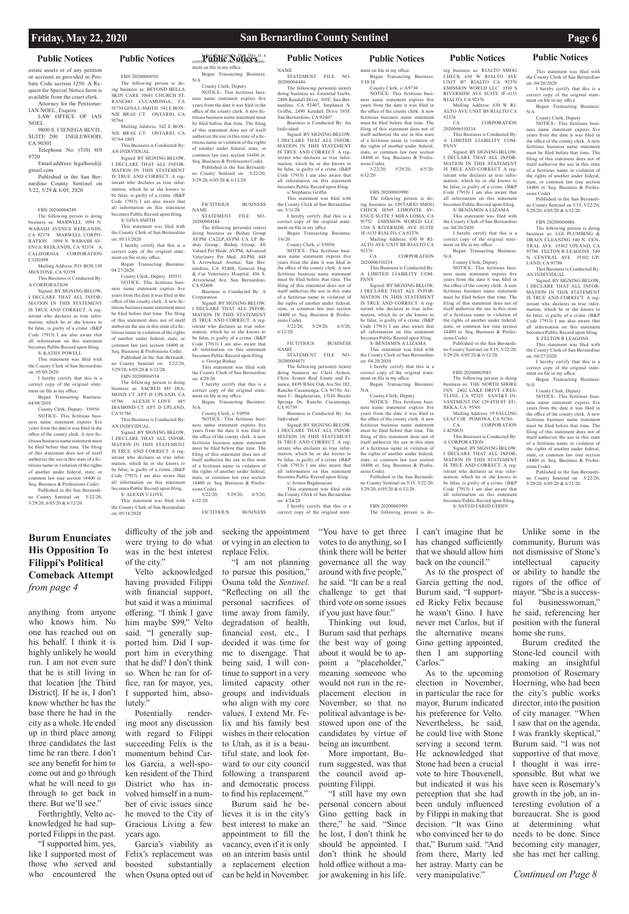## Public Notices

estate assets or of any petition or account as provided in Probate Code section 1250. A Request for Special Notice form is available from the court clerk.

Attorney for the Petitioner:
IAN NOEL, Esquire
LAW OFFICE OF IAN NOEL
9800 S. CIENEGA BLVD., SUITE 200 INGLEWOOD, CA 90301
Telephone No: (310) 410 9720
Email address: legalhood@gmail.com

Published in the San Bernardino County Sentinel on 5/22, 5/29 & 6/05, 2020

FBN 20200004249

The following person is doing business as: MARWELL 1094 N. WABASH AVENUE REDLANDS, CA 92374 MARWELL CORPORATION 1094 N. WABASH AVENUE REDLANDS, CA 92374 A CALIFORNIA CORPORATION C3281898

Mailing Address: P.O. BOX 139 MENTONE, CA 92359

This Business is Conducted By: A CORPORATION

Signed: BY SIGNING BELOW, I DECLARE THAT ALL INFORMATION IN THIS STATEMENT IS TRUE AND CORRECT. A registrant who declares as true information, which he or she knows to be false, is guilty of a crime. (B&P Code 17913) I am also aware that all information on this statement becomes Public Record upon filing.

S/ KATHY POWELL

This statement was filed with the County Clerk of San Bernardino on: 05/05/2020

I hereby certify that this is a correct copy of the original statement on file in my office.

Began Transacting Business: 04/08/2010

County Clerk, Deputy V0956

NOTICE- This fictitious business name statement expires five years from the date it was filed in the office of the county clerk. A new fictitious business name statement must be filed before that time. The filing of this statement does not of itself authorize the use in this state of a fictitious name in violation of the rights of another under federal, state, or common law (see section 14400 et. Seq. Business & Professions Code).

Published in the San Bernardino County Sentinel on 5/22/20, 5/29/20, 6/05/20 & 6/12/20.

FBN 20200004501

The following person is doing business as: BEYOND BELLA SKIN CARE 10601 CHURCH ST. RANCHO CUCAMONGA, CA 91730 GINA L SMITH 542 E BONNIE BRAE CT. ONTARIO, CA 91764

Mailing Address: 542 E BONNIE BRAE CT. ONTARIO, CA 91764-1803

This Business is Conducted By: AN INDIVIDUAL

Signed: BY SIGNING BELOW, I DECLARE THAT ALL INFORMATION IN THIS STATEMENT IS TRUE AND CORRECT. A registrant who declares as true information, which he or she knows to be false, is guilty of a crime. (B&P Code 17913) I am also aware that all information on this statement becomes Public Record upon filing.

S/ GINA SMITH

This statement was filed with the County Clerk of San Bernardino on: 05/13/2020

I hereby certify that this is a correct copy of the original statement on file in my office.

Began Transacting Business: 04/27/2020

County Clerk, Deputy D5511

NOTICE- This fictitious business name statement expires five years from the date it was filed in the office of the county clerk. A new fictitious business name statement must be filed before that time. The filing of this statement does not of itself authorize the use in this state of a fictitious name in violation of the rights of another under federal, state, or common law (see section 14400 et. Seq. Business & Professions Code).

Published in the San Bernardino County Sentinel on 5/22/20, 5/29/20, 6/05/20 & 6/12/20.

FBN 20200004534

The following person is doing business as: SACRED 485 DIAMOND CT APT D UPLAND, CA 91786 ALEXIS V LOVE 485 DIAMOND CT APT D UPLAND, CA 91786

This Business is Conducted By: AN INDIVIDUAL

Signed: BY SIGNING BELOW, I DECLARE THAT ALL INFORMATION IN THIS STATEMENT IS TRUE AND CORRECT. A registrant who declares as true information, which he or she knows to be false, is guilty of a crime. (B&P Code 17913) I am also aware that all information on this statement becomes Public Record upon filing.

S/ ALEXIS V LOVE

This statement was filed with the County Clerk of San Bernardino on: 05/14/2020

I hereby certify that this is a correct copy of the original statement on file in my office.

Began Transacting Business: N/A

County Clerk, Deputy

NOTICE- This fictitious business name statement expires five years from the date it was filed in the office of the county clerk. A new fictitious business name statement must be filed before that time. The filing of this statement does not of itself authorize the use in this state of a fictitious name in violation of the rights of another under federal, state, or common law (see section 14400 et. Seq. Business & Professions Code).

Published in the San Bernardino County Sentinel on 5/22/20, 5/29/20, 6/05/20 & 6/12/20.

FICTITIOUS BUSINESS NAME STATEMENT FILE NO-20200004144

The following person(s) is(are) doing business as: Bishay Group AVPM CA2LP;AVPM CA LP Bishay Group.; Bishay Group; All Valued Pet Meds, AVPM; Advanced Veterinary Pet Med, AVPM, 448 S Arrowhead Ave, San Bernardino, CA 92408, General Dog & Cat Veterinary Hospital, 456 S. Arrowhead Ave, San Bernardino, CA 92408

Business is Conducted By: A Corporation

Signed: BY SIGNING BELOW, I DECLARE THAT ALL INFORMATION IN THIS STATEMENT IS TRUE AND CORRECT. A registrant who declares as true information, which he or she knows to be false, is guilty of a crime. (B&P Code 17913) I am also aware that all information on this statement becomes Public Record upon filing.

s/ George Bishay

This statement was filed with the County Clerk of San Bernardino on: 4/29/20

I hereby certify that this is a correct copy of the original statement on file in my office.

Began Transacting Business: N/A

County Clerk, s/ V0956

NOTICE- This fictitious business name statement expires five years from the date it was filed in the office of the county clerk. A new fictitious business name statement must be filed before that time. The filing of this statement does not of itself authorize the use in this state of a fictitious name in violation of the rights of another under federal, state, or common law (see section 14400 et. Seq. Business & Professions Code).

5/22/20, 5/29/20, 6/5/20, 6/12/20

FICTITIOUS BUSINESS NAME STATEMENT FILE NO-20200004446

The following person(s) is(are) doing business as: Essential Garbs, 2490 Kendall Drive, 105F, San Bernardino, CA 92407, Stephanie N. Griffin, 2490 Kendall Drive 105F, San Bernardino, CA 92407

Business is Conducted By: An Individual

Signed: BY SIGNING BELOW, I DECLARE THAT ALL INFORMATION IN THIS STATEMENT IS TRUE AND CORRECT. A registrant who declares as true information, which he or she knows to be false, is guilty of a crime. (B&P Code 17913) I am also aware that all information on this statement becomes Public Record upon filing.

s/ Stephanie Griffin

This statement was filed with the County Clerk of San Bernardino on: 5/11/20

I hereby certify that this is a correct copy of the original statement on file in my office.

Began Transacting Business: 5/6/20

County Clerk, s/ V0956

NOTICE- This fictitious business name statement expires five years from the date it was filed in the office of the county clerk. A new fictitious business name statement must be filed before that time. The filing of this statement does not of itself authorize the use in this state of a fictitious name in violation of the rights of another under federal, state, or common law (see section 14400 et. Seq. Business & Professions Code).

5/22/20, 5/29/20, 6/5/20, 6/12/20

FICTITIOUS BUSINESS NAME STATEMENT FILE NO-20200004071

The following person(s) is(are) doing business as: Chris Armen; Chris Armen Real Estate and Finance, 8439 White Oak Ave Ste 102, Rancho Cucamonga, CA 91730, Armen C. Bagdasarian, 13126 Baxter Springs Dr, Rancho Cucamonga, CA 91739

Business is Conducted By: An Individual

Signed: BY SIGNING BELOW, I DECLARE THAT ALL INFORMATION IN THIS STATEMENT IS TRUE AND CORRECT. A registrant who declares as true information, which he or she knows to be false, is guilty of a crime. (B&P Code 17913) I am also aware that all information on this statement becomes Public Record upon filing.

s/ Armen Bagdasarian

This statement was filed with the County Clerk of San Bernardino on: 4/24/20

I hereby certify that this is a correct copy of the original statement on file in my office.

Began Transacting Business: 3/10/14

County Clerk, s/ A9730

NOTICE- This fictitious business name statement expires five years from the date it was filed in the office of the county clerk. A new fictitious business name statement must be filed before that time. The filing of this statement does not of itself authorize the use in this state of a fictitious name in violation of the rights of another under federal, state, or common law (see section 14400 et. Seq. Business & Professions Code).

5/22/20, 5/29/20, 6/5/20, 6/12/20

FBN 20200003990

The following person is doing business as: ONTARIO SMOG CHECK 10565 LIMONITE AVENUE SUITE 5 MIRA LOMA, CA 91752 EMISSION WORLD LLC 1310 S RIVERSIDE AVE SUITE 3F-#133 RIALTO, CA 92376

Mailing Address: 630 W RIALTO AVE UNIT B8 RIALTO CA 92376

CA CORPORATION 2020006510234

This Business is Conducted By: A LIMITED LIABILITY COMPANY

Signed: BY SIGNING BELOW, I DECLARE THAT ALL INFORMATION IN THIS STATEMENT IS TRUE AND CORRECT. A registrant who declares as true information, which he or she knows to be false, is guilty of a crime. (B&P Code 17913) I am also aware that all information on this statement becomes Public Record upon filing.

S/ BENJAMIN A LIZAMA

This statement was filed with the County Clerk of San Bernardino on: 04/20/2020

I hereby certify that this is a correct copy of the original statement on file in my office.

Began Transacting Business: N/A

County Clerk, Deputy

NOTICE- This fictitious business name statement expires five years from the date it was filed in the office of the county clerk. A new fictitious business name statement must be filed before that time. The filing of this statement does not of itself authorize the use in this state of a fictitious name in violation of the rights of another under federal, state, or common law (see section 14400 et. Seq. Business & Professions Code).

Published in the San Bernardino County Sentinel on 5/15, 5/22/20, 5/29/20, 6/05/20 & 6/12/20.

FBN 20200003991

The following person is doing business as: RIALTO SMOG CHECK 630 W RIALTO AVE UNIT B7 RIALTO CA 92376 EMISSION WORLD LLC 1310 S RIVERSIDE AVE SUITE 3F-#133 RIALTO, CA 92376

Mailing Address: 630 W RIALTO AVE UNIT B8 RIALTO CA 92376

CA CORPORATION 2020006510234

This Business is Conducted By: A LIMITED LIABILITY COMPANY

Signed: BY SIGNING BELOW, I DECLARE THAT ALL INFORMATION IN THIS STATEMENT IS TRUE AND CORRECT. A registrant who declares as true information, which he or she knows to be false, is guilty of a crime. (B&P Code 17913) I am also aware that all information on this statement becomes Public Record upon filing.

S/ BENJAMIN A LIZAMA

This statement was filed with the County Clerk of San Bernardino on: 04/20/2020

I hereby certify that this is a correct copy of the original statement on file in my office.

Began Transacting Business: N/A

County Clerk, Deputy

NOTICE- This fictitious business name statement expires five years from the date it was filed in the office of the county clerk. A new fictitious business name statement must be filed before that time. The filing of this statement does not of itself authorize the use in this state of a fictitious name in violation of the rights of another under federal, state, or common law (see section 14400 et. Seq. Business & Professions Code).

Published in the San Bernardino County Sentinel on 5/15, 5/22/20, 5/29/20, 6/05/20 & 6/12/20.

FBN 20200003985

The following person is doing business as: THE NORTH SHORE INN 2402 LAKE DRIVE CRESTLINE, CA 92325 SANT&T INVESTMENT INC 129 4TH ST EUREKA, CA 95501

Mailing Address: 19 FALLING LEAF CIR POMONA, CA 91766

CA CORPORATION C4250631

This Business is Conducted By: A CORPORATION

Signed: BY SIGNING BELOW, I DECLARE THAT ALL INFORMATION IN THIS STATEMENT IS TRUE AND CORRECT. A registrant who declares as true information, which he or she knows to be false, is guilty of a crime. (B&P Code 17913) I am also aware that all information on this statement becomes Public Record upon filing.

S/ SAYED FARID UDDIN

This statement was filed with the County Clerk of San Bernardino on: 04/20/2020

I hereby certify that this is a correct copy of the original statement on file in my office.

Began Transacting Business: N/A

County Clerk, Deputy

NOTICE- This fictitious business name statement expires five years from the date it was filed in the office of the county clerk. A new fictitious business name statement must be filed before that time. The filing of this statement does not of itself authorize the use in this state of a fictitious name in violation of the rights of another under federal, state, or common law (see section 14400 et. Seq. Business & Professions Code).

Published in the San Bernardino County Sentinel on 5/15, 5/22/20, 5/29/20, 6/05/20 & 6/12/20.

FBN 20200004086

The following person is doing business as: LGI PLUMBING & DRAIN CLEANING 540 N. CENTRAL AVE #5102 UPLAND, CA 91786 FELTON R LEAGONS 540 N. CENTRAL AVE #5102 UPLAND, CA 91786

This Business is Conducted By: AN INDIVIDUAL

Signed: BY SIGNING BELOW, I DECLARE THAT ALL INFORMATION IN THIS STATEMENT IS TRUE AND CORRECT. A registrant who declares as true information, which he or she knows to be false, is guilty of a crime. (B&P Code 17913) I am also aware that all information on this statement becomes Public Record upon filing.

S/ FELTON R LEAGONS

This statement was filed with the County Clerk of San Bernardino on: 04/27/2020

I hereby certify that this is a correct copy of the original statement on file in my office.

Began Transacting Business: N/A

County Clerk, Deputy

NOTICE- This fictitious business name statement expires five years from the date it was filed in the office of the county clerk. A new fictitious business name statement must be filed before that time. The filing of this statement does not of itself authorize the use in this state of a fictitious name in violation of the rights of another under federal, state, or common law (see section 14400 et. Seq. Business & Professions Code).

Published in the San Bernardino County Sentinel on 5/22/20, 5/29/20, 6/05/20 & 6/12/20.

## Burum Enunciates His Opposition To Filippi's Political Comeback Attempt

*from page 4*

anything from anyone who knows him. No one has reached out on his behalf. I think it is highly unlikely he would run. I am not even sure that he is still living in that location [the Third District]. If he is, I don't know whether he has the base there he had in the city as a whole. He ended up in third place among three candidates the last time he ran there. I don't see any benefit for him to come out and go through what he will need to go through to get back in there. But we'll see."

Forthrightly, Velto acknowledged he had supported Filippi in the past.

"I supported him, yes, like I supported most of those who served and who encountered the difficulty of the job and were trying to do what was in the best interest of the city."

Velto acknowledged having provided Filippi with financial support, but said it was a minimal offering. "I think I gave him maybe $99," Velto said. "I generally supported him. Did I support him in everything that he did? I don't think so. When he ran for office, ran for mayor, yes, I supported him, absolutely."

Potentially rendering moot any discussion with regard to Filippi succeeding Felix is the momentum behind Carlos Garcia, a well-spoken resident of the Third District who has involved himself in a number of civic issues since he moved to the City of Gracious Living a few years ago.

Garcia's viability as Felix's replacement was boosted substantially when Osuna opted out of seeking the appointment or vying in an election to replace Felix.

"I am not planning to pursue this position," Osuna told the *Sentinel.* "Reflecting on all the personal sacrifices of time away from family, degradation of health, financial cost, etc., I decided it was time for me to disengage. That being said, I will continue to support in a very limited capacity other groups and individuals who align with my core values. I extend Mr. Felix and his family best wishes in their relocation to Utah, as it is a beautiful state, and look forward to our city council following a transparent and democratic process to find his replacement."

Burum said he believes it is in the city's best interest to make an appointment to fill the vacancy, even if it is only on an interim basis until a replacement election can be held in November. "You have to get three votes to do anything, so I think there will be better governance all the way around with five people," he said. "It can be a real challenge to get that third vote on some issues if you just have four."

Thinking out loud, Burum said that perhaps the best way of going about it would be to appoint a "placeholder," meaning someone who would not run in the replacement election in November, so that no political advantage is bestowed upon one of the candidates by virtue of being an incumbent.

More important, Burum suggested, was that the council avoid appointing Filippi.

"I still have my own personal concern about Gino getting back in there," he said. "Since he lost, I don't think he should be appointed. I don't think he should hold office without a major awakening in his life. I can't imagine that he has changed sufficiently that we should allow him back on the council."

As to the prospect of Garcia getting the nod, Burum said, "I supported Ricky Felix because he wasn't Gino. I have never met Carlos, but if the alternative means Gino getting appointed, then I am supporting Carlos."

As to the upcoming election in November, in particular the race for mayor, Burum indicated his preference for Velto. Nevertheless, he said, he could live with Stone serving a second term. He acknowledged that Stone had been a crucial vote to hire Thouvenell, but indicated it was his perception that she had been unduly influenced by Filippi in making that decision. "It was Gino who convinced her to do that," Burum said. "And from there, Marty led her astray. Marty can be very manipulative."

Unlike some in the community, Burum was not dismissive of Stone's intellectual capacity or ability to handle the rigors of the office of mayor. "She is a successful businesswoman," he said, referencing her position with the funeral home she runs.

Burum credited the Stone-led council with making an insightful promotion of Rosemary Hoerning, who had been the city's public works director, into the position of city manager. "When I saw that on the agenda, I was frankly skeptical," Burum said. "I was not supportive of that move. I thought it was irresponsible. But what we have seen is Rosemary's growth in the job, an interesting evolution of a bureaucrat. She is good at determining what needs to be done. Since becoming city manager, she has met her calling.

*Continued on Page 8*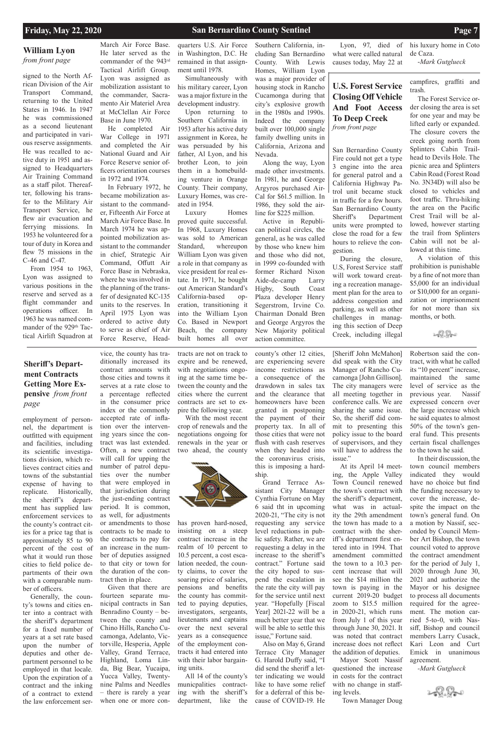## William Lyon

*from front page*

signed to the North African Division of the Air Transport Command, returning to the United States in 1946. In 1947 he was commissioned as a second lieutenant and participated in various reserve assignments. He was recalled to active duty in 1951 and assigned to Headquarters Air Training Command as a staff pilot. Thereafter, following his transfer to the Military Air Transport Service, he flew air evacuation and ferrying missions. In 1953 he volunteered for a tour of duty in Korea and flew 75 missions in the C-46 and C-47.

From 1954 to 1963, Lyon was assigned to various positions in the reserve and served as a flight commander and operations officer. In 1963 he was named commander of the 929th Tactical Airlift Squadron at March Air Force Base. He later served as the commander of the 943rd Tactical Airlift Group. Lyon was assigned as mobilization assistant to the commander, Sacramento Air Materiel Area at McClellan Air Force Base in June 1970.

He completed Air War College in 1971 and completed the Air National Guard and Air Force Reserve senior officers orientation courses in 1972 and 1974.

In February 1972, he became mobilization assistant to the commander, Fifteenth Air Force at March Air Force Base. In March 1974 he was appointed mobilization assistant to the commander in chief, Strategic Air Command, Offutt Air Force Base in Nebraska, where he was involved in the planning of the transfer of designated KC-135 units to the reserves. In April 1975 Lyon was ordered to active duty to serve as chief of Air Force Reserve, Headquarters U.S. Air Force in Washington, D.C. He remained in that assignment until 1978.

Simultaneously with his military career, Lyon was a major fixture in the development industry.

Upon returning to Southern California in 1953 after his active duty assignment in Korea, he was persuaded by his father, Al Lyon, and his brother Leon, to join them in a homebuilding venture in Orange County. Their company, Luxury Homes, was created in 1954.

Luxury Homes proved quite successful. In 1968, Luxury Homes was sold to American Standard, whereupon William Lyon was given a role in that company as vice president for real estate. In 1971, he bought out American Standard's California-based operation, transitioning it into the William Lyon Co. Based in Newport Beach, the company built homes all over Southern California, including San Bernardino County. With Lewis Homes, William Lyon was a major provider of housing stock in Rancho Cucamonga during that city's explosive growth in the 1980s and 1990s. Indeed the company built over 100,000 single family dwelling units in California, Arizona and Nevada.

Along the way, Lyon made other investments. In 1981, he and George Argyros purchased Air-Cal for $61.5 million. In 1986, they sold the airline for $225 million.

Active in Republican political circles, the general, as he was called by those who knew him and those who did not, in 1999 co-founded with former Richard Nixon Aide-de-camp Larry Higby, South Coast Plaza developer Henry Segerstrom, Irvine Co. Chairman Donald Bren and George Argyros the New Majority political action committee.

Lyon, 97, died of what were called natural causes today, May 22 at his luxury home in Coto de Caza.

*-Mark Gutglueck*

## U.S. Forest Service Closing Off Vehicle And Foot Access To Deep Creek

*from front page*

San Bernardino County Fire could not get a type 3 engine into the area for general patrol and a California Highway Patrol unit became stuck in traffic for a few hours. San Bernardino County Sheriff's Department units were prompted to close the road for a few hours to relieve the congestion.

During the closure, U.S, Forest Service staff will work toward creating a recreation management plan for the area to address congestion and parking, as well as other challenges in managing this section of Deep Creek, including illegal campfires, graffiti and trash.

The Forest Service order closing the area is set for one year and may be lifted early or expanded. The closure covers the creek going north from Splinters Cabin Trailhead to Devils Hole. The picnic area and Splinters Cabin Road (Forest Road No. 3N34D) will also be closed to vehicles and foot traffic. Thru-hiking the area on the Pacific Crest Trail will be allowed, however starting the trail from Splinters Cabin will not be allowed at this time.

A violation of this prohibition is punishable by a fine of not more than $5,000 for an individual or $10,000 for an organization or imprisonment for not more than six months, or both.

## Sheriff's Department Contracts Getting More Expensive *from front page*

employment of personnel, the department is outfitted with equipment and facilities, including its scientific investigations division, which relieves contract cities and towns of the substantial expense of having to replicate. Historically, the sheriff's department has supplied law enforcement services to the county's contract cities for a price tag that is approximately 85 to 90 percent of the cost of what it would run those cities to field police departments of their own with a comparable number of officers.

Generally, the county's towns and cities enter into a contract with the sheriff's department for a fixed number of years at a set rate based upon the number of deputies and other department personnel to be employed in that locale. Upon the expiration of a contract and the inking of a contract to extend the law enforcement service, the county has traditionally increased its contract amounts with those cities and towns it serves at a rate close to a percentage reflected in the consumer price index or the commonly accepted rate of inflation over the intervening years since the contract was last extended. Often, a new contract will call for upping the number of patrol deputies over the number that were employed in that jurisdiction during the just-ending contract period. It is common, as well, for adjustments or amendments to those contracts to be made to the contracts to pay for an increase in the number of deputies assigned to that city or town for the duration of the contract then in place.

Given that there are fourteen separate municipal contracts in San Benradino County – between the county and Chino Hills, Rancho Cucamonga, Adelanto, Victorville, Hesperia, Apple Valley, Grand Terrace, Highland, Loma Linda, Big Bear, Yucaipa, Yucca Valley, Twentynine Palms and Needles – there is rarely a year when one or more contracts are not on track to expire and be renewed, with negotiations ongoing at the same time between the county and the cities where the current contracts are set to expire the following year.

With the most recent crop of renewals and the negotiations ongoing for renewals in the year or two ahead, the county has proven hard-nosed, insisting on a steep contract increase in the realm of 10 percent to 10.5 percent, a cost escalation needed, the county claims, to cover the soaring price of salaries, pensions and benefits the county has committed to paying deputies, investigators, sergeants, lieutenants and captains over the next several years as a consequence of the employment contracts it had entered into with their labor bargaining units.

All 14 of the county's municipalities contracting with the sheriff's department, like the county's other 12 cities, are experiencing severe income restrictions as a consequence of the drawdown in sales tax and the clearance that homeowners have been granted in postponing the payment of their property tax. In all of those cities that were not flush with cash reserves when they headed into the coronavirus crisis, this is imposing a hardship.

Grand Terrace Assistant City Manager Cynthia Fortune on May 6 said tht in upcoming 2020-21, "The city is not requesting any service level reductions in public safety. Rather, we are requesting a delay in the increase to the sheriff's contract." Fortune said the city hoped to suspend the escalation in the rate the city will pay for the service until next year. "Hopefully [Fiscal Year] 2021-22 will be a much better year that we will be able to settle this issue," Fortune said.

Also on May 6, Grand Terrace City Manager G. Harold Duffy said, "I did send the sheriff a letter indicating we would like to have some relief for a deferral of this because of COVID-19. He [Sheriff John McMahon] did speak with the City Manager of Rancho Cucamonga [John Gillison]. The city managers were all meeting together in conference calls. We are sharing the same issue. So, the sheriff did commit to presenting this policy issue to the board of supervisors, and they will have to address the issue."

At its April 14 meeting, the Apple Valley Town Council renewed the town's contract with the sheriff's department, what was in actuality the 29th amendment the town has made to a contract with the sheriff's department first entered into in 1994. That amendment committed the town to a 10.3 percent increase that will see the $14 million the town is paying in the current 2019-20 budget zoom to $15.5 million in 2020-21, which runs from July 1 of this year through June 30, 2021. It was noted that contract increase does not reflect the addition of deputies.

Mayor Scott Nassif questioned the increase in costs for the contract with no change in staffing levels.

Town Manager Doug Robertson said the contract, with what he called its "10 percent" increase, maintained the same level of service as the previous year. Nassif expressed concern over the large increase which he said equates to almost 50% of the town's general fund. This presents certain fiscal challenges to the town he said.

In their discussion, the town council members indicated they would have no choice but find the funding necessary to cover the increase, despite the impact on the town's general fund. On a motion by Nassif, seconded by Council Member Art Bishop, the town council voted to approve the contract amendment for the period of July 1, 2020 through June 30, 2021 and authorize the Mayor or his designee to process all documents required for the agreement. The motion carried 5-to-0, with Nassif, Bishop and council members Larry Cusack, Kari Leon and Curt Emick in unanimous agreement.

*-Mark Gutglueck*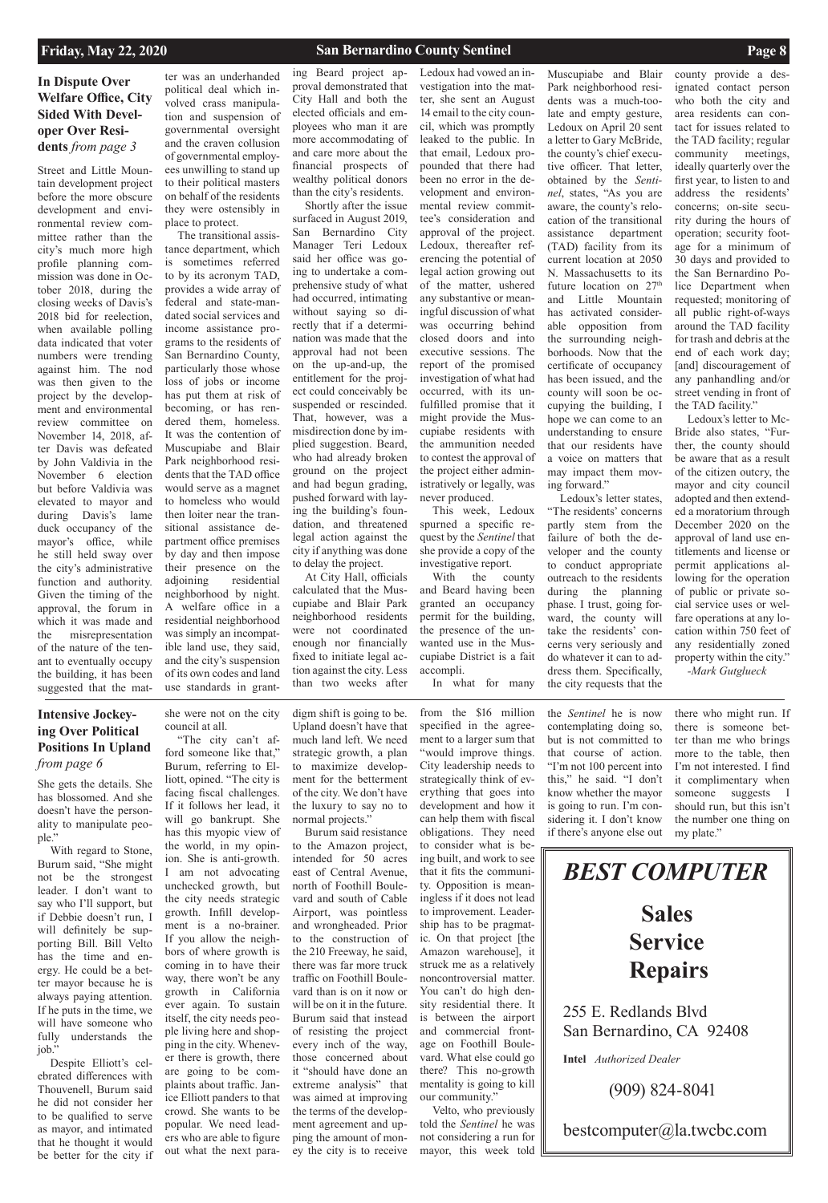## In Dispute Over Welfare Office, City Sided With Developer Over Residents *from page 3*

Street and Little Mountain development project before the more obscure development and environmental review committee rather than the city's much more high profile planning commission was done in October 2018, during the closing weeks of Davis's 2018 bid for reelection, when available polling data indicated that voter numbers were trending against him. The nod was then given to the project by the development and environmental review committee on November 14, 2018, after Davis was defeated by John Valdivia in the November 6 election but before Valdivia was elevated to mayor and during Davis's lame duck occupancy of the mayor's office, while he still held sway over the city's administrative function and authority. Given the timing of the approval, the forum in which it was made and the misrepresentation of the nature of the tenant to eventually occupy the building, it has been suggested that the matter was an underhanded political deal which involved crass manipulation and suspension of governmental oversight and the craven collusion of governmental employees unwilling to stand up to their political masters on behalf of the residents they were ostensibly in place to protect.

The transitional assistance department, which is sometimes referred to by its acronym TAD, provides a wide array of federal and state-mandated social services and income assistance programs to the residents of San Bernardino County, particularly those whose loss of jobs or income has put them at risk of becoming, or has rendered them, homeless. It was the contention of Muscupiabe and Blair Park neighborhood residents that the TAD office would serve as a magnet to homeless who would then loiter near the transitional assistance department office premises by day and then impose their presence on the adjoining residential neighborhood by night. A welfare office in a residential neighborhood was simply an incompatible land use, they said, and the city's suspension of its own codes and land use standards in granting Beard project approval demonstrated that City Hall and both the elected officials and employees who man it are more accommodating of and care more about the financial prospects of wealthy political donors than the city's residents.

Shortly after the issue surfaced in August 2019, San Bernardino City Manager Teri Ledoux said her office was going to undertake a comprehensive study of what had occurred, intimating without saying so directly that if a determination was made that the approval had not been on the up-and-up, the entitlement for the project could conceivably be suspended or rescinded. That, however, was a misdirection done by implied suggestion. Beard, who had already broken ground on the project and had begun grading, pushed forward with laying the building's foundation, and threatened legal action against the city if anything was done to delay the project.

At City Hall, officials calculated that the Muscupiabe and Blair Park neighborhood residents were not coordinated enough nor financially fixed to initiate legal action against the city. Less than two weeks after Ledoux had vowed an investigation into the matter, she sent an August 14 email to the city council, which was promptly leaked to the public. In that email, Ledoux propounded that there had been no error in the development and environmental review committee's consideration and approval of the project. Ledoux, thereafter referencing the potential of legal action growing out of the matter, ushered any substantive or meaningful discussion of what was occurring behind closed doors and into executive sessions. The report of the promised investigation of what had occurred, with its unfulfilled promise that it might provide the Muscupiabe residents with the ammunition needed to contest the approval of the project either administratively or legally, was never produced.

This week, Ledoux spurned a specific request by the *Sentinel* that she provide a copy of the investigative report.

With the county and Beard having been granted an occupancy permit for the building, the presence of the unwanted use in the Muscupiabe District is a fait accompli.

In what for many Muscupiabe and Blair Park neighborhood residents was a much-too-late and empty gesture, Ledoux on April 20 sent a letter to Gary McBride, the county's chief executive officer. That letter, obtained by the *Sentinel*, states, "As you are aware, the county's relocation of the transitional assistance department (TAD) facility from its current location at 2050 N. Massachusetts to its future location on 27th and Little Mountain has activated considerable opposition from the surrounding neighborhoods. Now that the certificate of occupancy has been issued, and the county will soon be occupying the building, I hope we can come to an understanding to ensure that our residents have a voice on matters that may impact them moving forward."

Ledoux's letter states, "The residents' concerns partly stem from the failure of both the developer and the county to conduct appropriate outreach to the residents during the planning phase. I trust, going forward, the county will take the residents' concerns very seriously and do whatever it can to address them. Specifically, the city requests that the county provide a designated contact person who both the city and area residents can contact for issues related to the TAD facility; regular community meetings, ideally quarterly over the first year, to listen to and address the residents' concerns; on-site security during the hours of operation; security footage for a minimum of 30 days and provided to the San Bernardino Police Department when requested; monitoring of all public right-of-ways around the TAD facility for trash and debris at the end of each work day; [and] discouragement of any panhandling and/or street vending in front of the TAD facility."

Ledoux's letter to McBride also states, "Further, the county should be aware that as a result of the citizen outcry, the mayor and city council adopted and then extended a moratorium through December 2020 on the approval of land use entitlements and license or permit applications allowing for the operation of public or private social service uses or welfare operations at any location within 750 feet of any residentially zoned property within the city."

*-Mark Gutglueck*

## Intensive Jockeying Over Political Positions In Upland *from page 6*

She gets the details. She has blossomed. And she doesn't have the personality to manipulate people."

With regard to Stone, Burum said, "She might not be the strongest leader. I don't want to say who I'll support, but if Debbie doesn't run, I will definitely be supporting Bill. Bill Velto has the time and energy. He could be a better mayor because he is always paying attention. If he puts in the time, we will have someone who fully understands the job."

Despite Elliott's celebrated differences with Thouvenell, Burum said he did not consider her to be qualified to serve as mayor, and intimated that he thought it would be better for the city if she were not on the city council at all.

"The city can't afford someone like that," Burum, referring to Elliott, opined. "The city is facing fiscal challenges. If it follows her lead, it will go bankrupt. She has this myopic view of the world, in my opinion. She is anti-growth. I am not advocating unchecked growth, but the city needs strategic growth. Infill development is a no-brainer. If you allow the neighbors of where growth is coming in to have their way, there won't be any growth in California ever again. To sustain itself, the city needs people living here and shopping in the city. Whenever there is growth, there are going to be complaints about traffic. Janice Elliott panders to that crowd. She wants to be popular. We need leaders who are able to figure out what the next paradigm shift is going to be. Upland doesn't have that much land left. We need strategic growth, a plan to maximize development for the betterment of the city. We don't have the luxury to say no to normal projects."

Burum said resistance to the Amazon project, intended for 50 acres east of Central Avenue, north of Foothill Boulevard and south of Cable Airport, was pointless and wrongheaded. Prior to the construction of the 210 Freeway, he said, there was far more truck traffic on Foothill Boulevard than is on it now or will be on it in the future. Burum said that instead of resisting the project every inch of the way, those concerned about it "should have done an extreme analysis" that was aimed at improving the terms of the development agreement and upping the amount of money the city is to receive from the $16 million specified in the agreement to a larger sum that "would improve things. City leadership needs to strategically think of everything that goes into development and how it can help them with fiscal obligations. They need to consider what is being built, and work to see that it fits the community. Opposition is meaningless if it does not lead to improvement. Leadership has to be pragmatic. On that project [the Amazon warehouse], it struck me as a relatively noncontroversial matter. You can't do high density residential there. It is between the airport and commercial frontage on Foothill Boulevard. What else could go there? This no-growth mentality is going to kill our community."

Velto, who previously told the *Sentinel* he was not considering a run for mayor, this week told the *Sentinel* he is now contemplating doing so, but is not committed to that course of action. "I'm not 100 percent into this," he said. "I don't know whether the mayor is going to run. I'm considering it. I don't know if there's anyone else out there who might run. If there is someone better than me who brings more to the table, then I'm not interested. I find it complimentary when someone suggests I should run, but this isn't the number one thing on my plate."

# *BEST COMPUTER*

## Sales
## Service
## Repairs

255 E. Redlands Blvd
San Bernardino, CA 92408

**Intel** *Authorized Dealer*

(909) 824-8041

bestcomputer@la.twcbc.com